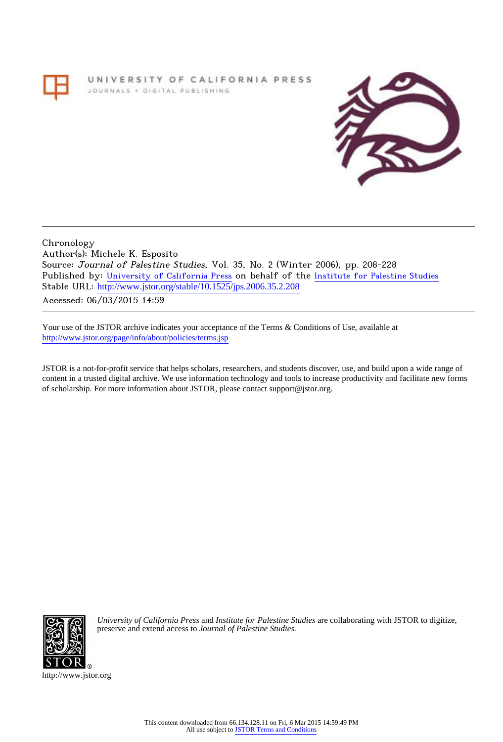UNIVERSITY OF CALIFORNIA PRESS

JOURNALS + DIGITAL PUBLISHING

Chronology
Author(s): Michele K. Esposito
Source: *Journal of Palestine Studies*, Vol. 35, No. 2 (Winter 2006), pp. 208-228
Published by: University of California Press on behalf of the Institute for Palestine Studies
Stable URL: http://www.jstor.org/stable/10.1525/jps.2006.35.2.208

Accessed: 06/03/2015 14:59

Your use of the JSTOR archive indicates your acceptance of the Terms & Conditions of Use, available at
http://www.jstor.org/page/info/about/policies/terms.jsp

JSTOR is a not-for-profit service that helps scholars, researchers, and students discover, use, and build upon a wide range of content in a trusted digital archive. We use information technology and tools to increase productivity and facilitate new forms of scholarship. For more information about JSTOR, please contact support@jstor.org.

*University of California Press* and *Institute for Palestine Studies* are collaborating with JSTOR to digitize, preserve and extend access to *Journal of Palestine Studies.*

http://www.jstor.org

This content downloaded from 66.134.128.11 on Fri, 6 Mar 2015 14:59:49 PM
All use subject to JSTOR Terms and Conditions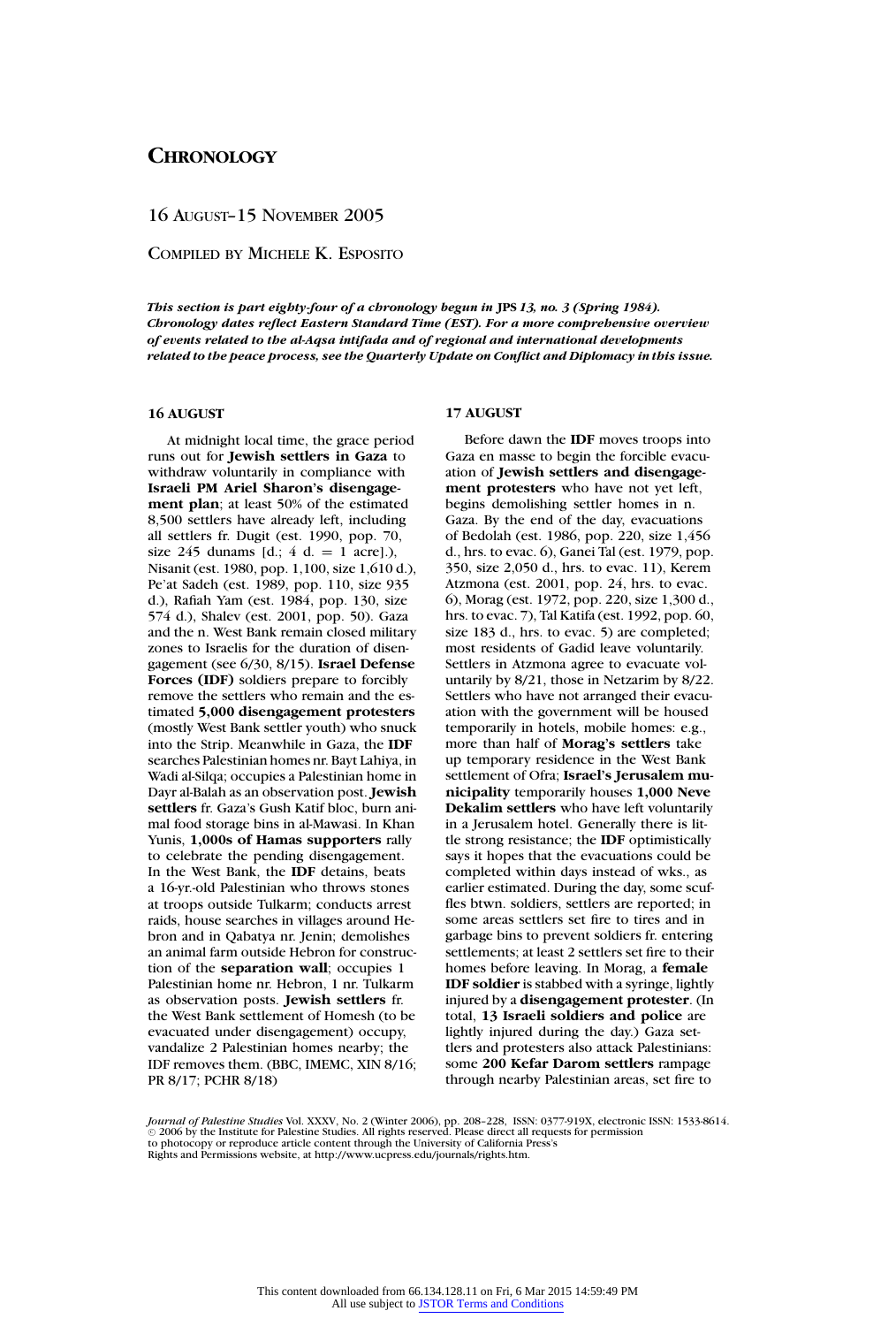# CHRONOLOGY

## 16 AUGUST–15 NOVEMBER 2005

COMPILED BY MICHELE K. ESPOSITO

***This section is part eighty-four of a chronology begun in JPS 13, no. 3 (Spring 1984). Chronology dates reflect Eastern Standard Time (EST). For a more comprehensive overview of events related to the al-Aqsa intifada and of regional and international developments related to the peace process, see the Quarterly Update on Conflict and Diplomacy in this issue.***

### 16 AUGUST

At midnight local time, the grace period runs out for **Jewish settlers in Gaza** to withdraw voluntarily in compliance with **Israeli PM Ariel Sharon's disengagement plan**; at least 50% of the estimated 8,500 settlers have already left, including all settlers fr. Dugit (est. 1990, pop. 70, size 245 dunams [d.; 4 d. = 1 acre].), Nisanit (est. 1980, pop. 1,100, size 1,610 d.), Pe'at Sadeh (est. 1989, pop. 110, size 935 d.), Rafiah Yam (est. 1984, pop. 130, size 574 d.), Shalev (est. 2001, pop. 50). Gaza and the n. West Bank remain closed military zones to Israelis for the duration of disengagement (see 6/30, 8/15). **Israel Defense Forces (IDF)** soldiers prepare to forcibly remove the settlers who remain and the estimated **5,000 disengagement protesters** (mostly West Bank settler youth) who snuck into the Strip. Meanwhile in Gaza, the **IDF** searches Palestinian homes nr. Bayt Lahiya, in Wadi al-Silqa; occupies a Palestinian home in Dayr al-Balah as an observation post. **Jewish settlers** fr. Gaza's Gush Katif bloc, burn animal food storage bins in al-Mawasi. In Khan Yunis, **1,000s of Hamas supporters** rally to celebrate the pending disengagement. In the West Bank, the **IDF** detains, beats a 16-yr.-old Palestinian who throws stones at troops outside Tulkarm; conducts arrest raids, house searches in villages around Hebron and in Qabatya nr. Jenin; demolishes an animal farm outside Hebron for construction of the **separation wall**; occupies 1 Palestinian home nr. Hebron, 1 nr. Tulkarm as observation posts. **Jewish settlers** fr. the West Bank settlement of Homesh (to be evacuated under disengagement) occupy, vandalize 2 Palestinian homes nearby; the IDF removes them. (BBC, IMEMC, XIN 8/16; PR 8/17; PCHR 8/18)

### 17 AUGUST

Before dawn the **IDF** moves troops into Gaza en masse to begin the forcible evacuation of **Jewish settlers and disengagement protesters** who have not yet left, begins demolishing settler homes in n. Gaza. By the end of the day, evacuations of Bedolah (est. 1986, pop. 220, size 1,456 d., hrs. to evac. 6), Ganei Tal (est. 1979, pop. 350, size 2,050 d., hrs. to evac. 11), Kerem Atzmona (est. 2001, pop. 24, hrs. to evac. 6), Morag (est. 1972, pop. 220, size 1,300 d., hrs. to evac. 7), Tal Katifa (est. 1992, pop. 60, size 183 d., hrs. to evac. 5) are completed; most residents of Gadid leave voluntarily. Settlers in Atzmona agree to evacuate voluntarily by 8/21, those in Netzarim by 8/22. Settlers who have not arranged their evacuation with the government will be housed temporarily in hotels, mobile homes: e.g., more than half of **Morag's settlers** take up temporary residence in the West Bank settlement of Ofra; **Israel's Jerusalem municipality** temporarily houses **1,000 Neve Dekalim settlers** who have left voluntarily in a Jerusalem hotel. Generally there is little strong resistance; the **IDF** optimistically says it hopes that the evacuations could be completed within days instead of wks., as earlier estimated. During the day, some scuffles btwn. soldiers, settlers are reported; in some areas settlers set fire to tires and in garbage bins to prevent soldiers fr. entering settlements; at least 2 settlers set fire to their homes before leaving. In Morag, a **female IDF soldier** is stabbed with a syringe, lightly injured by a **disengagement protester**. (In total, **13 Israeli soldiers and police** are lightly injured during the day.) Gaza settlers and protesters also attack Palestinians: some **200 Kefar Darom settlers** rampage through nearby Palestinian areas, set fire to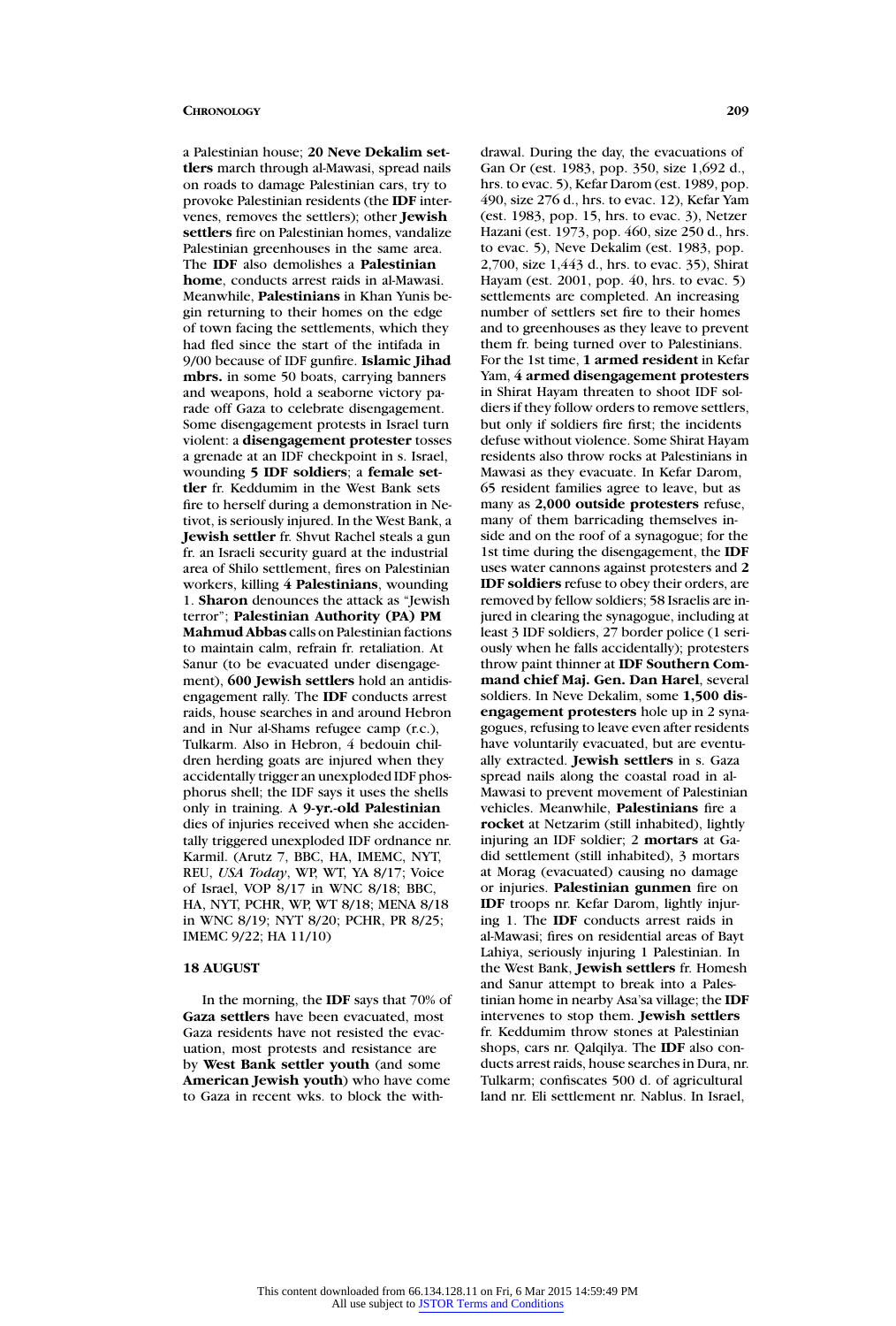a Palestinian house; **20 Neve Dekalim settlers** march through al-Mawasi, spread nails on roads to damage Palestinian cars, try to provoke Palestinian residents (the **IDF** intervenes, removes the settlers); other **Jewish settlers** fire on Palestinian homes, vandalize Palestinian greenhouses in the same area. The **IDF** also demolishes a **Palestinian home**, conducts arrest raids in al-Mawasi. Meanwhile, **Palestinians** in Khan Yunis begin returning to their homes on the edge of town facing the settlements, which they had fled since the start of the intifada in 9/00 because of IDF gunfire. **Islamic Jihad mbrs.** in some 50 boats, carrying banners and weapons, hold a seaborne victory parade off Gaza to celebrate disengagement. Some disengagement protests in Israel turn violent: a **disengagement protester** tosses a grenade at an IDF checkpoint in s. Israel, wounding **5 IDF soldiers**; a **female settler** fr. Keddumim in the West Bank sets fire to herself during a demonstration in Netivot, is seriously injured. In the West Bank, a **Jewish settler** fr. Shvut Rachel steals a gun fr. an Israeli security guard at the industrial area of Shilo settlement, fires on Palestinian workers, killing **4 Palestinians**, wounding 1. **Sharon** denounces the attack as "Jewish terror"; **Palestinian Authority (PA) PM Mahmud Abbas** calls on Palestinian factions to maintain calm, refrain fr. retaliation. At Sanur (to be evacuated under disengagement), **600 Jewish settlers** hold an antidisengagement rally. The **IDF** conducts arrest raids, house searches in and around Hebron and in Nur al-Shams refugee camp (r.c.), Tulkarm. Also in Hebron, 4 bedouin children herding goats are injured when they accidentally trigger an unexploded IDF phosphorus shell; the IDF says it uses the shells only in training. A **9-yr.-old Palestinian** dies of injuries received when she accidentally triggered unexploded IDF ordnance nr. Karmil. (Arutz 7, BBC, HA, IMEMC, NYT, REU, *USA Today*, WP, WT, YA 8/17; Voice of Israel, VOP 8/17 in WNC 8/18; BBC, HA, NYT, PCHR, WP, WT 8/18; MENA 8/18 in WNC 8/19; NYT 8/20; PCHR, PR 8/25; IMEMC 9/22; HA 11/10)

**18 AUGUST**

In the morning, the **IDF** says that 70% of **Gaza settlers** have been evacuated, most Gaza residents have not resisted the evacuation, most protests and resistance are by **West Bank settler youth** (and some **American Jewish youth**) who have come to Gaza in recent wks. to block the withdrawal. During the day, the evacuations of Gan Or (est. 1983, pop. 350, size 1,692 d., hrs. to evac. 5), Kefar Darom (est. 1989, pop. 490, size 276 d., hrs. to evac. 12), Kefar Yam (est. 1983, pop. 15, hrs. to evac. 3), Netzer Hazani (est. 1973, pop. 460, size 250 d., hrs. to evac. 5), Neve Dekalim (est. 1983, pop. 2,700, size 1,443 d., hrs. to evac. 35), Shirat Hayam (est. 2001, pop. 40, hrs. to evac. 5) settlements are completed. An increasing number of settlers set fire to their homes and to greenhouses as they leave to prevent them fr. being turned over to Palestinians. For the 1st time, **1 armed resident** in Kefar Yam, **4 armed disengagement protesters** in Shirat Hayam threaten to shoot IDF soldiers if they follow orders to remove settlers, but only if soldiers fire first; the incidents defuse without violence. Some Shirat Hayam residents also throw rocks at Palestinians in Mawasi as they evacuate. In Kefar Darom, 65 resident families agree to leave, but as many as **2,000 outside protesters** refuse, many of them barricading themselves inside and on the roof of a synagogue; for the 1st time during the disengagement, the **IDF** uses water cannons against protesters and **2 IDF soldiers** refuse to obey their orders, are removed by fellow soldiers; 58 Israelis are injured in clearing the synagogue, including at least 3 IDF soldiers, 27 border police (1 seriously when he falls accidentally); protesters throw paint thinner at **IDF Southern Command chief Maj. Gen. Dan Harel**, several soldiers. In Neve Dekalim, some **1,500 disengagement protesters** hole up in 2 synagogues, refusing to leave even after residents have voluntarily evacuated, but are eventually extracted. **Jewish settlers** in s. Gaza spread nails along the coastal road in al-Mawasi to prevent movement of Palestinian vehicles. Meanwhile, **Palestinians** fire a **rocket** at Netzarim (still inhabited), lightly injuring an IDF soldier; 2 **mortars** at Gadid settlement (still inhabited), 3 mortars at Morag (evacuated) causing no damage or injuries. **Palestinian gunmen** fire on **IDF** troops nr. Kefar Darom, lightly injuring 1. The **IDF** conducts arrest raids in al-Mawasi; fires on residential areas of Bayt Lahiya, seriously injuring 1 Palestinian. In the West Bank, **Jewish settlers** fr. Homesh and Sanur attempt to break into a Palestinian home in nearby Asa'sa village; the **IDF** intervenes to stop them. **Jewish settlers** fr. Keddumim throw stones at Palestinian shops, cars nr. Qalqilya. The **IDF** also conducts arrest raids, house searches in Dura, nr. Tulkarm; confiscates 500 d. of agricultural land nr. Eli settlement nr. Nablus. In Israel,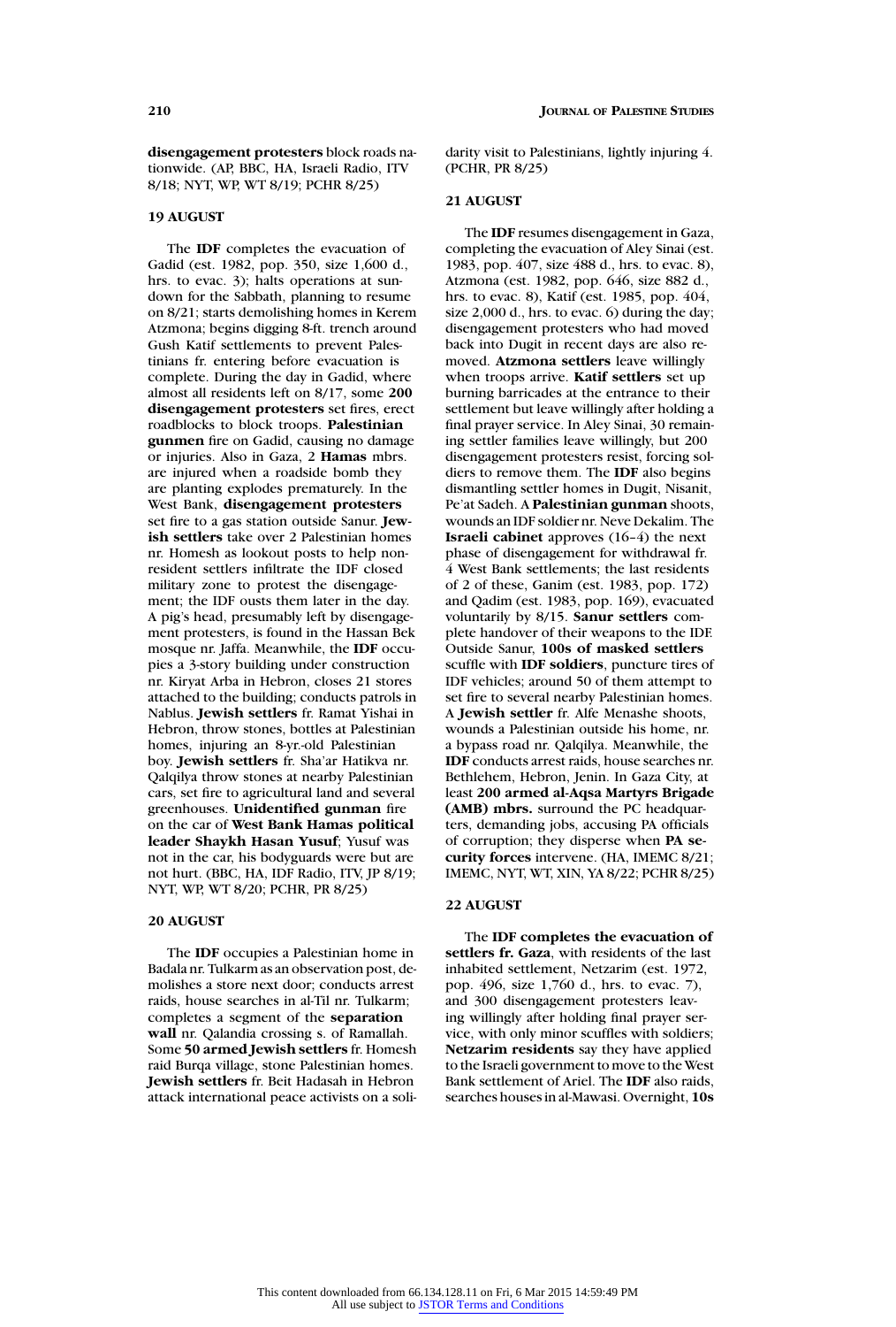**disengagement protesters** block roads nationwide. (AP, BBC, HA, Israeli Radio, ITV 8/18; NYT, WP, WT 8/19; PCHR 8/25)

### 19 AUGUST

The **IDF** completes the evacuation of Gadid (est. 1982, pop. 350, size 1,600 d., hrs. to evac. 3); halts operations at sundown for the Sabbath, planning to resume on 8/21; starts demolishing homes in Kerem Atzmona; begins digging 8-ft. trench around Gush Katif settlements to prevent Palestinians fr. entering before evacuation is complete. During the day in Gadid, where almost all residents left on 8/17, some **200 disengagement protesters** set fires, erect roadblocks to block troops. **Palestinian gunmen** fire on Gadid, causing no damage or injuries. Also in Gaza, 2 **Hamas** mbrs. are injured when a roadside bomb they are planting explodes prematurely. In the West Bank, **disengagement protesters** set fire to a gas station outside Sanur. **Jewish settlers** take over 2 Palestinian homes nr. Homesh as lookout posts to help nonresident settlers infiltrate the IDF closed military zone to protest the disengagement; the IDF ousts them later in the day. A pig's head, presumably left by disengagement protesters, is found in the Hassan Bek mosque nr. Jaffa. Meanwhile, the **IDF** occupies a 3-story building under construction nr. Kiryat Arba in Hebron, closes 21 stores attached to the building; conducts patrols in Nablus. **Jewish settlers** fr. Ramat Yishai in Hebron, throw stones, bottles at Palestinian homes, injuring an 8-yr.-old Palestinian boy. **Jewish settlers** fr. Sha'ar Hatikva nr. Qalqilya throw stones at nearby Palestinian cars, set fire to agricultural land and several greenhouses. **Unidentified gunman** fire on the car of **West Bank Hamas political leader Shaykh Hasan Yusuf**; Yusuf was not in the car, his bodyguards were but are not hurt. (BBC, HA, IDF Radio, ITV, JP 8/19; NYT, WP, WT 8/20; PCHR, PR 8/25)

### 20 AUGUST

The **IDF** occupies a Palestinian home in Badala nr. Tulkarm as an observation post, demolishes a store next door; conducts arrest raids, house searches in al-Til nr. Tulkarm; completes a segment of the **separation wall** nr. Qalandia crossing s. of Ramallah. Some **50 armed Jewish settlers** fr. Homesh raid Burqa village, stone Palestinian homes. **Jewish settlers** fr. Beit Hadasah in Hebron attack international peace activists on a solidarity visit to Palestinians, lightly injuring 4. (PCHR, PR 8/25)

### 21 AUGUST

The **IDF** resumes disengagement in Gaza, completing the evacuation of Aley Sinai (est. 1983, pop. 407, size 488 d., hrs. to evac. 8), Atzmona (est. 1982, pop. 646, size 882 d., hrs. to evac. 8), Katif (est. 1985, pop. 404, size 2,000 d., hrs. to evac. 6) during the day; disengagement protesters who had moved back into Dugit in recent days are also removed. **Atzmona settlers** leave willingly when troops arrive. **Katif settlers** set up burning barricades at the entrance to their settlement but leave willingly after holding a final prayer service. In Aley Sinai, 30 remaining settler families leave willingly, but 200 disengagement protesters resist, forcing soldiers to remove them. The **IDF** also begins dismantling settler homes in Dugit, Nisanit, Pe'at Sadeh. A **Palestinian gunman** shoots, wounds an IDF soldier nr. Neve Dekalim. The **Israeli cabinet** approves (16–4) the next phase of disengagement for withdrawal fr. 4 West Bank settlements; the last residents of 2 of these, Ganim (est. 1983, pop. 172) and Qadim (est. 1983, pop. 169), evacuated voluntarily by 8/15. **Sanur settlers** complete handover of their weapons to the IDF. Outside Sanur, **100s of masked settlers** scuffle with **IDF soldiers**, puncture tires of IDF vehicles; around 50 of them attempt to set fire to several nearby Palestinian homes. A **Jewish settler** fr. Alfe Menashe shoots, wounds a Palestinian outside his home, nr. a bypass road nr. Qalqilya. Meanwhile, the **IDF** conducts arrest raids, house searches nr. Bethlehem, Hebron, Jenin. In Gaza City, at least **200 armed al-Aqsa Martyrs Brigade (AMB) mbrs.** surround the PC headquarters, demanding jobs, accusing PA officials of corruption; they disperse when **PA security forces** intervene. (HA, IMEMC 8/21; IMEMC, NYT, WT, XIN, YA 8/22; PCHR 8/25)

### 22 AUGUST

The **IDF completes the evacuation of settlers fr. Gaza**, with residents of the last inhabited settlement, Netzarim (est. 1972, pop. 496, size 1,760 d., hrs. to evac. 7), and 300 disengagement protesters leaving willingly after holding final prayer service, with only minor scuffles with soldiers; **Netzarim residents** say they have applied to the Israeli government to move to the West Bank settlement of Ariel. The **IDF** also raids, searches houses in al-Mawasi. Overnight, **10s**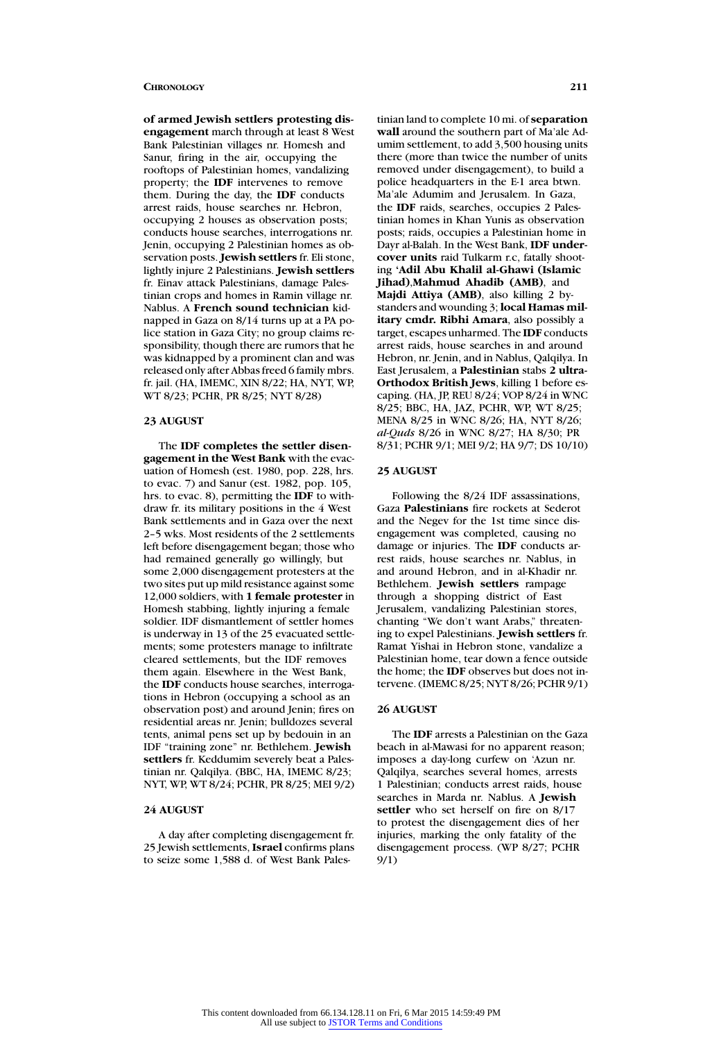**of armed Jewish settlers protesting disengagement** march through at least 8 West Bank Palestinian villages nr. Homesh and Sanur, firing in the air, occupying the rooftops of Palestinian homes, vandalizing property; the **IDF** intervenes to remove them. During the day, the **IDF** conducts arrest raids, house searches nr. Hebron, occupying 2 houses as observation posts; conducts house searches, interrogations nr. Jenin, occupying 2 Palestinian homes as observation posts. **Jewish settlers** fr. Eli stone, lightly injure 2 Palestinians. **Jewish settlers** fr. Einav attack Palestinians, damage Palestinian crops and homes in Ramin village nr. Nablus. A **French sound technician** kidnapped in Gaza on 8/14 turns up at a PA police station in Gaza City; no group claims responsibility, though there are rumors that he was kidnapped by a prominent clan and was released only after Abbas freed 6 family mbrs. fr. jail. (HA, IMEMC, XIN 8/22; HA, NYT, WP, WT 8/23; PCHR, PR 8/25; NYT 8/28)

### 23 AUGUST

The **IDF completes the settler disengagement in the West Bank** with the evacuation of Homesh (est. 1980, pop. 228, hrs. to evac. 7) and Sanur (est. 1982, pop. 105, hrs. to evac. 8), permitting the **IDF** to withdraw fr. its military positions in the 4 West Bank settlements and in Gaza over the next 2–5 wks. Most residents of the 2 settlements left before disengagement began; those who had remained generally go willingly, but some 2,000 disengagement protesters at the two sites put up mild resistance against some 12,000 soldiers, with **1 female protester** in Homesh stabbing, lightly injuring a female soldier. IDF dismantlement of settler homes is underway in 13 of the 25 evacuated settlements; some protesters manage to infiltrate cleared settlements, but the IDF removes them again. Elsewhere in the West Bank, the **IDF** conducts house searches, interrogations in Hebron (occupying a school as an observation post) and around Jenin; fires on residential areas nr. Jenin; bulldozes several tents, animal pens set up by bedouin in an IDF "training zone" nr. Bethlehem. **Jewish settlers** fr. Keddumim severely beat a Palestinian nr. Qalqilya. (BBC, HA, IMEMC 8/23; NYT, WP, WT 8/24; PCHR, PR 8/25; MEI 9/2)

### 24 AUGUST

A day after completing disengagement fr. 25 Jewish settlements, **Israel** confirms plans to seize some 1,588 d. of West Bank Palestinian land to complete 10 mi. of **separation wall** around the southern part of Ma'ale Adumim settlement, to add 3,500 housing units there (more than twice the number of units removed under disengagement), to build a police headquarters in the E-1 area btwn. Ma'ale Adumim and Jerusalem. In Gaza, the **IDF** raids, searches, occupies 2 Palestinian homes in Khan Yunis as observation posts; raids, occupies a Palestinian home in Dayr al-Balah. In the West Bank, **IDF undercover units** raid Tulkarm r.c, fatally shooting **'Adil Abu Khalil al-Ghawi (Islamic Jihad)**,**Mahmud Ahadib (AMB)**, and **Majdi Attiya (AMB)**, also killing 2 bystanders and wounding 3; **local Hamas military cmdr. Ribhi Amara**, also possibly a target, escapes unharmed. The **IDF** conducts arrest raids, house searches in and around Hebron, nr. Jenin, and in Nablus, Qalqilya. In East Jerusalem, a **Palestinian** stabs **2 ultra-Orthodox British Jews**, killing 1 before escaping. (HA, JP, REU 8/24; VOP 8/24 in WNC 8/25; BBC, HA, JAZ, PCHR, WP, WT 8/25; MENA 8/25 in WNC 8/26; HA, NYT 8/26; *al-Quds* 8/26 in WNC 8/27; HA 8/30; PR 8/31; PCHR 9/1; MEI 9/2; HA 9/7; DS 10/10)

### 25 AUGUST

Following the 8/24 IDF assassinations, Gaza **Palestinians** fire rockets at Sederot and the Negev for the 1st time since disengagement was completed, causing no damage or injuries. The **IDF** conducts arrest raids, house searches nr. Nablus, in and around Hebron, and in al-Khadir nr. Bethlehem. **Jewish settlers** rampage through a shopping district of East Jerusalem, vandalizing Palestinian stores, chanting "We don't want Arabs," threatening to expel Palestinians. **Jewish settlers** fr. Ramat Yishai in Hebron stone, vandalize a Palestinian home, tear down a fence outside the home; the **IDF** observes but does not intervene. (IMEMC 8/25; NYT 8/26; PCHR 9/1)

### 26 AUGUST

The **IDF** arrests a Palestinian on the Gaza beach in al-Mawasi for no apparent reason; imposes a day-long curfew on 'Azun nr. Qalqilya, searches several homes, arrests 1 Palestinian; conducts arrest raids, house searches in Marda nr. Nablus. A **Jewish settler** who set herself on fire on 8/17 to protest the disengagement dies of her injuries, marking the only fatality of the disengagement process. (WP 8/27; PCHR 9/1)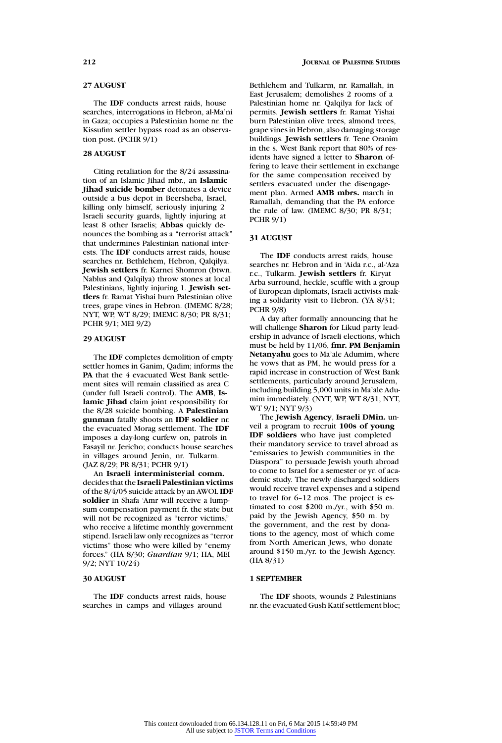### 27 AUGUST

The **IDF** conducts arrest raids, house searches, interrogations in Hebron, al-Ma'ni in Gaza; occupies a Palestinian home nr. the Kissufim settler bypass road as an observation post. (PCHR 9/1)

### 28 AUGUST

Citing retaliation for the 8/24 assassination of an Islamic Jihad mbr., an **Islamic Jihad suicide bomber** detonates a device outside a bus depot in Beersheba, Israel, killing only himself, seriously injuring 2 Israeli security guards, lightly injuring at least 8 other Israelis; **Abbas** quickly denounces the bombing as a "terrorist attack" that undermines Palestinian national interests. The **IDF** conducts arrest raids, house searches nr. Bethlehem, Hebron, Qalqilya. **Jewish settlers** fr. Karnei Shomron (btwn. Nablus and Qalqilya) throw stones at local Palestinians, lightly injuring 1. **Jewish settlers** fr. Ramat Yishai burn Palestinian olive trees, grape vines in Hebron. (IMEMC 8/28; NYT, WP, WT 8/29; IMEMC 8/30; PR 8/31; PCHR 9/1; MEI 9/2)

### 29 AUGUST

The **IDF** completes demolition of empty settler homes in Ganim, Qadim; informs the **PA** that the 4 evacuated West Bank settlement sites will remain classified as area C (under full Israeli control). The **AMB**, **Islamic Jihad** claim joint responsibility for the 8/28 suicide bombing. A **Palestinian gunman** fatally shoots an **IDF soldier** nr. the evacuated Morag settlement. The **IDF** imposes a day-long curfew on, patrols in Fasayil nr. Jericho; conducts house searches in villages around Jenin, nr. Tulkarm. (JAZ 8/29; PR 8/31; PCHR 9/1)

An **Israeli interministerial comm.** decides that the **Israeli Palestinian victims** of the 8/4/05 suicide attack by an AWOL **IDF soldier** in Shafa 'Amr will receive a lump-sum compensation payment fr. the state but will not be recognized as "terror victims," who receive a lifetime monthly government stipend. Israeli law only recognizes as "terror victims" those who were killed by "enemy forces." (HA 8/30; *Guardian* 9/1; HA, MEI 9/2; NYT 10/24)

### 30 AUGUST

The **IDF** conducts arrest raids, house searches in camps and villages around Bethlehem and Tulkarm, nr. Ramallah, in East Jerusalem; demolishes 2 rooms of a Palestinian home nr. Qalqilya for lack of permits. **Jewish settlers** fr. Ramat Yishai burn Palestinian olive trees, almond trees, grape vines in Hebron, also damaging storage buildings. **Jewish settlers** fr. Tene Oranim in the s. West Bank report that 80% of residents have signed a letter to **Sharon** offering to leave their settlement in exchange for the same compensation received by settlers evacuated under the disengagement plan. Armed **AMB mbrs.** march in Ramallah, demanding that the PA enforce the rule of law. (IMEMC 8/30; PR 8/31; PCHR 9/1)

### 31 AUGUST

The **IDF** conducts arrest raids, house searches nr. Hebron and in 'Aida r.c., al-'Aza r.c., Tulkarm. **Jewish settlers** fr. Kiryat Arba surround, heckle, scuffle with a group of European diplomats, Israeli activists making a solidarity visit to Hebron. (YA 8/31; PCHR 9/8)

A day after formally announcing that he will challenge **Sharon** for Likud party leadership in advance of Israeli elections, which must be held by 11/06, **fmr. PM Benjamin Netanyahu** goes to Ma'ale Adumim, where he vows that as PM, he would press for a rapid increase in construction of West Bank settlements, particularly around Jerusalem, including building 5,000 units in Ma'ale Adumim immediately. (NYT, WP, WT 8/31; NYT, WT 9/1; NYT 9/3)

The **Jewish Agency**, **Israeli DMin.** unveil a program to recruit **100s of young IDF soldiers** who have just completed their mandatory service to travel abroad as "emissaries to Jewish communities in the Diaspora" to persuade Jewish youth abroad to come to Israel for a semester or yr. of academic study. The newly discharged soldiers would receive travel expenses and a stipend to travel for 6–12 mos. The project is estimated to cost $200 m./yr., with $50 m. paid by the government, $50 m. by the Jewish Agency, and the rest by donations to the agency, most of which come from North American Jews, who donate around $150 m./yr. to the Jewish Agency. (HA 8/31)

### 1 SEPTEMBER

The **IDF** shoots, wounds 2 Palestinians nr. the evacuated Gush Katif settlement bloc;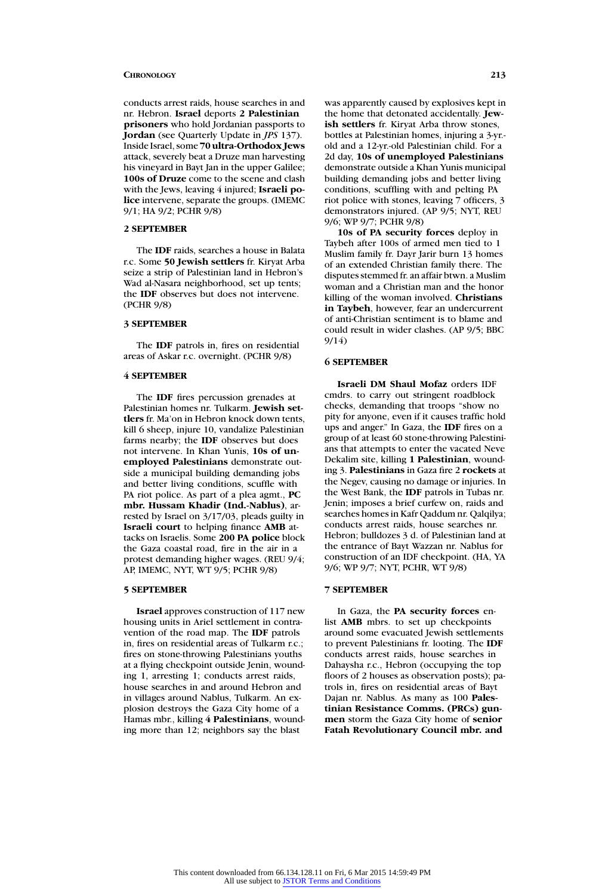conducts arrest raids, house searches in and nr. Hebron. **Israel** deports **2 Palestinian prisoners** who hold Jordanian passports to **Jordan** (see Quarterly Update in *JPS* 137). Inside Israel, some **70 ultra-Orthodox Jews** attack, severely beat a Druze man harvesting his vineyard in Bayt Jan in the upper Galilee; **100s of Druze** come to the scene and clash with the Jews, leaving 4 injured; **Israeli police** intervene, separate the groups. (IMEMC 9/1; HA 9/2; PCHR 9/8)

### 2 SEPTEMBER

The **IDF** raids, searches a house in Balata r.c. Some **50 Jewish settlers** fr. Kiryat Arba seize a strip of Palestinian land in Hebron's Wad al-Nasara neighborhood, set up tents; the **IDF** observes but does not intervene. (PCHR 9/8)

### 3 SEPTEMBER

The **IDF** patrols in, fires on residential areas of Askar r.c. overnight. (PCHR 9/8)

### 4 SEPTEMBER

The **IDF** fires percussion grenades at Palestinian homes nr. Tulkarm. **Jewish settlers** fr. Ma'on in Hebron knock down tents, kill 6 sheep, injure 10, vandalize Palestinian farms nearby; the **IDF** observes but does not intervene. In Khan Yunis, **10s of unemployed Palestinians** demonstrate outside a municipal building demanding jobs and better living conditions, scuffle with PA riot police. As part of a plea agmt., **PC mbr. Hussam Khadir (Ind.-Nablus)**, arrested by Israel on 3/17/03, pleads guilty in **Israeli court** to helping finance **AMB** attacks on Israelis. Some **200 PA police** block the Gaza coastal road, fire in the air in a protest demanding higher wages. (REU 9/4; AP, IMEMC, NYT, WT 9/5; PCHR 9/8)

### 5 SEPTEMBER

**Israel** approves construction of 117 new housing units in Ariel settlement in contravention of the road map. The **IDF** patrols in, fires on residential areas of Tulkarm r.c.; fires on stone-throwing Palestinians youths at a flying checkpoint outside Jenin, wounding 1, arresting 1; conducts arrest raids, house searches in and around Hebron and in villages around Nablus, Tulkarm. An explosion destroys the Gaza City home of a Hamas mbr., killing **4 Palestinians**, wounding more than 12; neighbors say the blast was apparently caused by explosives kept in the home that detonated accidentally. **Jewish settlers** fr. Kiryat Arba throw stones, bottles at Palestinian homes, injuring a 3-yr.-old and a 12-yr.-old Palestinian child. For a 2d day, **10s of unemployed Palestinians** demonstrate outside a Khan Yunis municipal building demanding jobs and better living conditions, scuffling with and pelting PA riot police with stones, leaving 7 officers, 3 demonstrators injured. (AP 9/5; NYT, REU 9/6; WP 9/7; PCHR 9/8)

**10s of PA security forces** deploy in Taybeh after 100s of armed men tied to 1 Muslim family fr. Dayr Jarir burn 13 homes of an extended Christian family there. The disputes stemmed fr. an affair btwn. a Muslim woman and a Christian man and the honor killing of the woman involved. **Christians in Taybeh**, however, fear an undercurrent of anti-Christian sentiment is to blame and could result in wider clashes. (AP 9/5; BBC 9/14)

### 6 SEPTEMBER

**Israeli DM Shaul Mofaz** orders IDF cmdrs. to carry out stringent roadblock checks, demanding that troops "show no pity for anyone, even if it causes traffic hold ups and anger." In Gaza, the **IDF** fires on a group of at least 60 stone-throwing Palestinians that attempts to enter the vacated Neve Dekalim site, killing **1 Palestinian**, wounding 3. **Palestinians** in Gaza fire 2 **rockets** at the Negev, causing no damage or injuries. In the West Bank, the **IDF** patrols in Tubas nr. Jenin; imposes a brief curfew on, raids and searches homes in Kafr Qaddum nr. Qalqilya; conducts arrest raids, house searches nr. Hebron; bulldozes 3 d. of Palestinian land at the entrance of Bayt Wazzan nr. Nablus for construction of an IDF checkpoint. (HA, YA 9/6; WP 9/7; NYT, PCHR, WT 9/8)

### 7 SEPTEMBER

In Gaza, the **PA security forces** enlist **AMB** mbrs. to set up checkpoints around some evacuated Jewish settlements to prevent Palestinians fr. looting. The **IDF** conducts arrest raids, house searches in Dahaysha r.c., Hebron (occupying the top floors of 2 houses as observation posts); patrols in, fires on residential areas of Bayt Dajan nr. Nablus. As many as 100 **Palestinian Resistance Comms. (PRCs) gunmen** storm the Gaza City home of **senior Fatah Revolutionary Council mbr. and**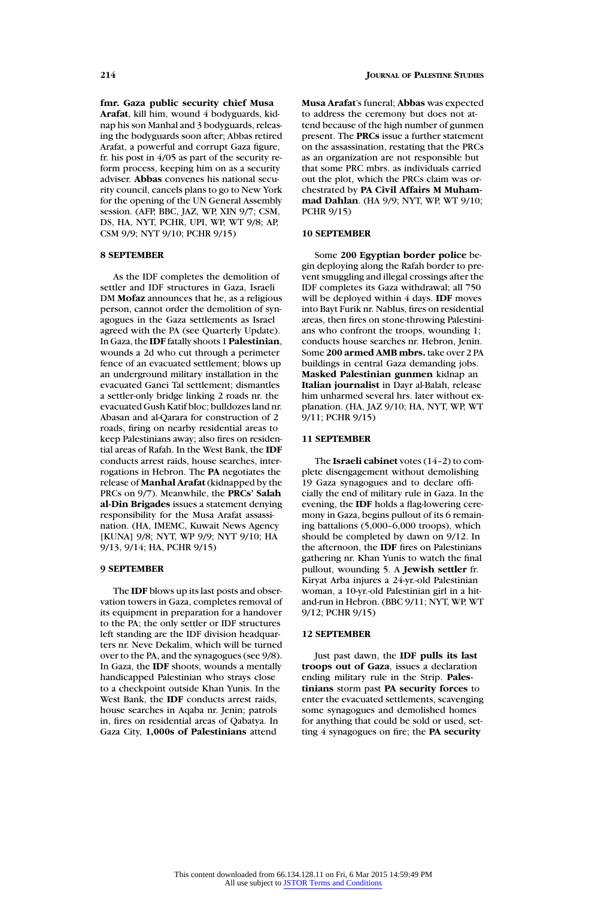**fmr. Gaza public security chief Musa Arafat**, kill him, wound 4 bodyguards, kidnap his son Manhal and 3 bodyguards, releasing the bodyguards soon after; Abbas retired Arafat, a powerful and corrupt Gaza figure, fr. his post in 4/05 as part of the security reform process, keeping him on as a security adviser. **Abbas** convenes his national security council, cancels plans to go to New York for the opening of the UN General Assembly session. (AFP, BBC, JAZ, WP, XIN 9/7; CSM, DS, HA, NYT, PCHR, UPI, WP, WT 9/8; AP, CSM 9/9; NYT 9/10; PCHR 9/15)

### 8 SEPTEMBER

As the IDF completes the demolition of settler and IDF structures in Gaza, Israeli DM **Mofaz** announces that he, as a religious person, cannot order the demolition of synagogues in the Gaza settlements as Israel agreed with the PA (see Quarterly Update). In Gaza, the **IDF** fatally shoots 1 **Palestinian**, wounds a 2d who cut through a perimeter fence of an evacuated settlement; blows up an underground military installation in the evacuated Ganei Tal settlement; dismantles a settler-only bridge linking 2 roads nr. the evacuated Gush Katif bloc; bulldozes land nr. Abasan and al-Qarara for construction of 2 roads, firing on nearby residential areas to keep Palestinians away; also fires on residential areas of Rafah. In the West Bank, the **IDF** conducts arrest raids, house searches, interrogations in Hebron. The **PA** negotiates the release of **Manhal Arafat** (kidnapped by the PRCs on 9/7). Meanwhile, the **PRCs' Salah al-Din Brigades** issues a statement denying responsibility for the Musa Arafat assassination. (HA, IMEMC, Kuwait News Agency [KUNA] 9/8; NYT, WP 9/9; NYT 9/10; HA 9/13, 9/14; HA, PCHR 9/15)

### 9 SEPTEMBER

The **IDF** blows up its last posts and observation towers in Gaza, completes removal of its equipment in preparation for a handover to the PA; the only settler or IDF structures left standing are the IDF division headquarters nr. Neve Dekalim, which will be turned over to the PA, and the synagogues (see 9/8). In Gaza, the **IDF** shoots, wounds a mentally handicapped Palestinian who strays close to a checkpoint outside Khan Yunis. In the West Bank, the **IDF** conducts arrest raids, house searches in Aqaba nr. Jenin; patrols in, fires on residential areas of Qabatya. In Gaza City, **1,000s of Palestinians** attend **Musa Arafat**'s funeral; **Abbas** was expected to address the ceremony but does not attend because of the high number of gunmen present. The **PRCs** issue a further statement on the assassination, restating that the PRCs as an organization are not responsible but that some PRC mbrs. as individuals carried out the plot, which the PRCs claim was orchestrated by **PA Civil Affairs M Muhammad Dahlan**. (HA 9/9; NYT, WP, WT 9/10; PCHR 9/15)

### 10 SEPTEMBER

Some **200 Egyptian border police** begin deploying along the Rafah border to prevent smuggling and illegal crossings after the IDF completes its Gaza withdrawal; all 750 will be deployed within 4 days. **IDF** moves into Bayt Furik nr. Nablus, fires on residential areas, then fires on stone-throwing Palestinians who confront the troops, wounding 1; conducts house searches nr. Hebron, Jenin. Some **200 armed AMB mbrs.** take over 2 PA buildings in central Gaza demanding jobs. **Masked Palestinian gunmen** kidnap an **Italian journalist** in Dayr al-Balah, release him unharmed several hrs. later without explanation. (HA, JAZ 9/10; HA, NYT, WP, WT 9/11; PCHR 9/15)

### 11 SEPTEMBER

The **Israeli cabinet** votes (14–2) to complete disengagement without demolishing 19 Gaza synagogues and to declare officially the end of military rule in Gaza. In the evening, the **IDF** holds a flag-lowering ceremony in Gaza, begins pullout of its 6 remaining battalions (5,000–6,000 troops), which should be completed by dawn on 9/12. In the afternoon, the **IDF** fires on Palestinians gathering nr. Khan Yunis to watch the final pullout, wounding 5. A **Jewish settler** fr. Kiryat Arba injures a 24-yr.-old Palestinian woman, a 10-yr.-old Palestinian girl in a hit-and-run in Hebron. (BBC 9/11; NYT, WP, WT 9/12; PCHR 9/15)

### 12 SEPTEMBER

Just past dawn, the **IDF pulls its last troops out of Gaza**, issues a declaration ending military rule in the Strip. **Palestinians** storm past **PA security forces** to enter the evacuated settlements, scavenging some synagogues and demolished homes for anything that could be sold or used, setting 4 synagogues on fire; the **PA security**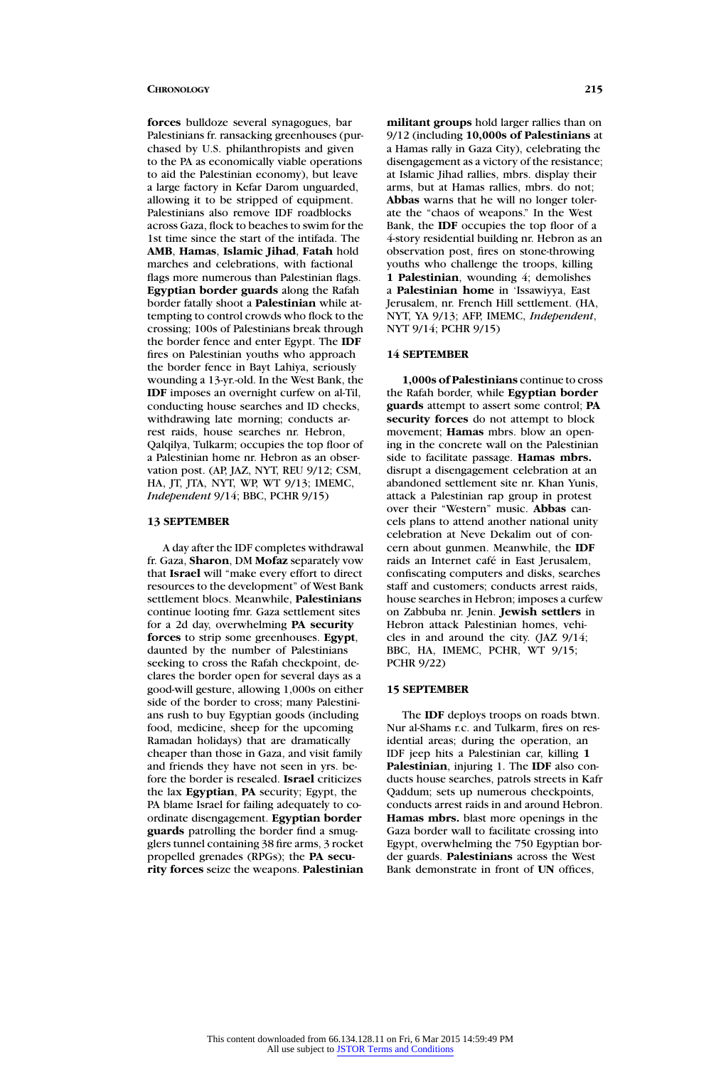**forces** bulldoze several synagogues, bar Palestinians fr. ransacking greenhouses (purchased by U.S. philanthropists and given to the PA as economically viable operations to aid the Palestinian economy), but leave a large factory in Kefar Darom unguarded, allowing it to be stripped of equipment. Palestinians also remove IDF roadblocks across Gaza, flock to beaches to swim for the 1st time since the start of the intifada. The **AMB**, **Hamas**, **Islamic Jihad**, **Fatah** hold marches and celebrations, with factional flags more numerous than Palestinian flags. **Egyptian border guards** along the Rafah border fatally shoot a **Palestinian** while attempting to control crowds who flock to the crossing; 100s of Palestinians break through the border fence and enter Egypt. The **IDF** fires on Palestinian youths who approach the border fence in Bayt Lahiya, seriously wounding a 13-yr.-old. In the West Bank, the **IDF** imposes an overnight curfew on al-Til, conducting house searches and ID checks, withdrawing late morning; conducts arrest raids, house searches nr. Hebron, Qalqilya, Tulkarm; occupies the top floor of a Palestinian home nr. Hebron as an observation post. (AP, JAZ, NYT, REU 9/12; CSM, HA, JT, JTA, NYT, WP, WT 9/13; IMEMC, *Independent* 9/14; BBC, PCHR 9/15)

### 13 SEPTEMBER

A day after the IDF completes withdrawal fr. Gaza, **Sharon**, DM **Mofaz** separately vow that **Israel** will "make every effort to direct resources to the development" of West Bank settlement blocs. Meanwhile, **Palestinians** continue looting fmr. Gaza settlement sites for a 2d day, overwhelming **PA security forces** to strip some greenhouses. **Egypt**, daunted by the number of Palestinians seeking to cross the Rafah checkpoint, declares the border open for several days as a good-will gesture, allowing 1,000s on either side of the border to cross; many Palestinians rush to buy Egyptian goods (including food, medicine, sheep for the upcoming Ramadan holidays) that are dramatically cheaper than those in Gaza, and visit family and friends they have not seen in yrs. before the border is resealed. **Israel** criticizes the lax **Egyptian**, **PA** security; Egypt, the PA blame Israel for failing adequately to coordinate disengagement. **Egyptian border guards** patrolling the border find a smugglers tunnel containing 38 fire arms, 3 rocket propelled grenades (RPGs); the **PA security forces** seize the weapons. **Palestinian militant groups** hold larger rallies than on 9/12 (including **10,000s of Palestinians** at a Hamas rally in Gaza City), celebrating the disengagement as a victory of the resistance; at Islamic Jihad rallies, mbrs. display their arms, but at Hamas rallies, mbrs. do not; **Abbas** warns that he will no longer tolerate the "chaos of weapons." In the West Bank, the **IDF** occupies the top floor of a 4-story residential building nr. Hebron as an observation post, fires on stone-throwing youths who challenge the troops, killing **1 Palestinian**, wounding 4; demolishes a **Palestinian home** in 'Issawiyya, East Jerusalem, nr. French Hill settlement. (HA, NYT, YA 9/13; AFP, IMEMC, *Independent*, NYT 9/14; PCHR 9/15)

### 14 SEPTEMBER

**1,000s of Palestinians** continue to cross the Rafah border, while **Egyptian border guards** attempt to assert some control; **PA security forces** do not attempt to block movement; **Hamas** mbrs. blow an opening in the concrete wall on the Palestinian side to facilitate passage. **Hamas mbrs.** disrupt a disengagement celebration at an abandoned settlement site nr. Khan Yunis, attack a Palestinian rap group in protest over their "Western" music. **Abbas** cancels plans to attend another national unity celebration at Neve Dekalim out of concern about gunmen. Meanwhile, the **IDF** raids an Internet café in East Jerusalem, confiscating computers and disks, searches staff and customers; conducts arrest raids, house searches in Hebron; imposes a curfew on Zabbuba nr. Jenin. **Jewish settlers** in Hebron attack Palestinian homes, vehicles in and around the city. (JAZ 9/14; BBC, HA, IMEMC, PCHR, WT 9/15; PCHR 9/22)

### 15 SEPTEMBER

The **IDF** deploys troops on roads btwn. Nur al-Shams r.c. and Tulkarm, fires on residential areas; during the operation, an IDF jeep hits a Palestinian car, killing **1 Palestinian**, injuring 1. The **IDF** also conducts house searches, patrols streets in Kafr Qaddum; sets up numerous checkpoints, conducts arrest raids in and around Hebron. **Hamas mbrs.** blast more openings in the Gaza border wall to facilitate crossing into Egypt, overwhelming the 750 Egyptian border guards. **Palestinians** across the West Bank demonstrate in front of **UN** offices,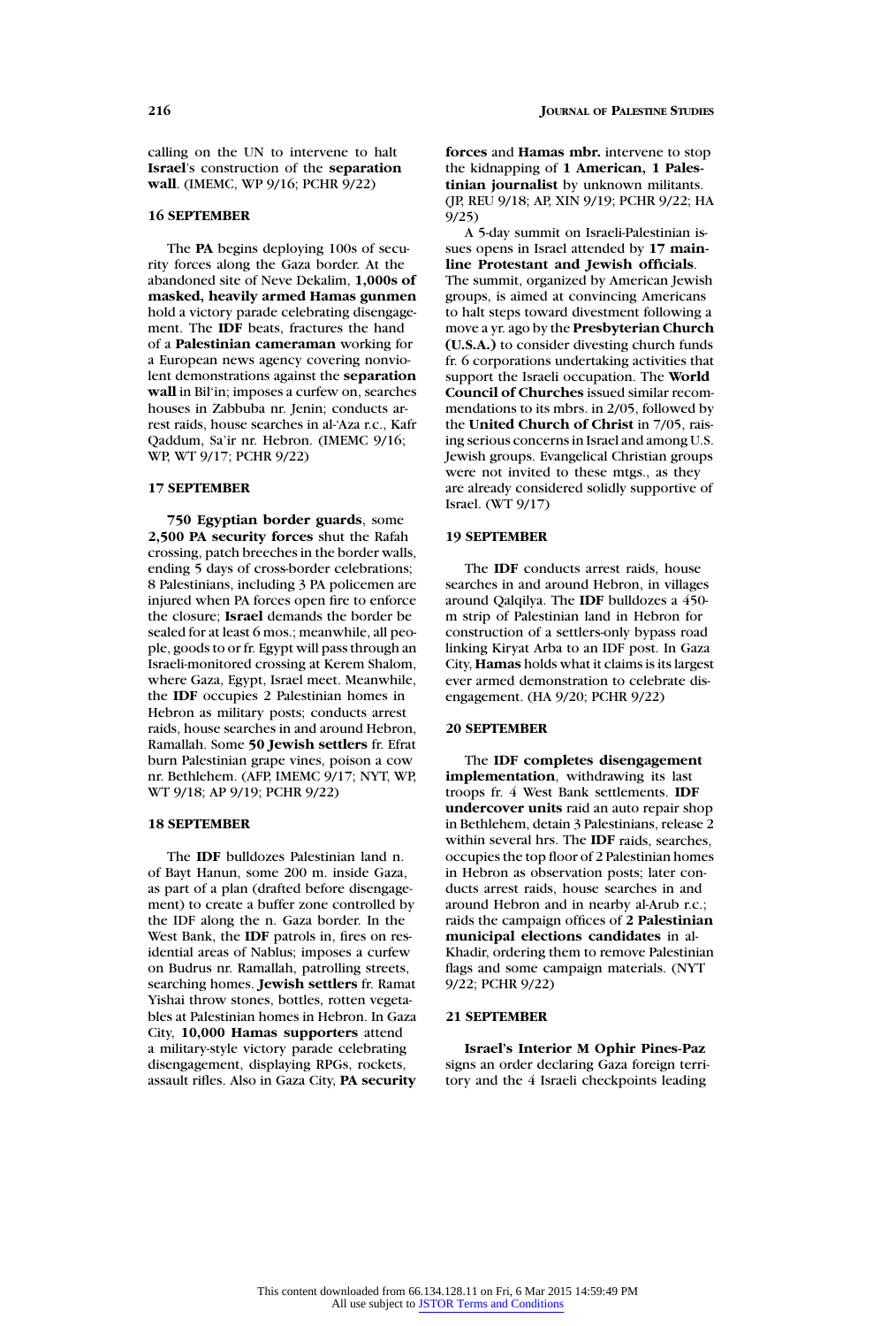calling on the UN to intervene to halt **Israel**'s construction of the **separation wall**. (IMEMC, WP 9/16; PCHR 9/22)

### 16 SEPTEMBER

The **PA** begins deploying 100s of security forces along the Gaza border. At the abandoned site of Neve Dekalim, **1,000s of masked, heavily armed Hamas gunmen** hold a victory parade celebrating disengagement. The **IDF** beats, fractures the hand of a **Palestinian cameraman** working for a European news agency covering nonviolent demonstrations against the **separation wall** in Bil'in; imposes a curfew on, searches houses in Zabbuba nr. Jenin; conducts arrest raids, house searches in al-'Aza r.c., Kafr Qaddum, Sa'ir nr. Hebron. (IMEMC 9/16; WP, WT 9/17; PCHR 9/22)

### 17 SEPTEMBER

**750 Egyptian border guards**, some **2,500 PA security forces** shut the Rafah crossing, patch breeches in the border walls, ending 5 days of cross-border celebrations; 8 Palestinians, including 3 PA policemen are injured when PA forces open fire to enforce the closure; **Israel** demands the border be sealed for at least 6 mos.; meanwhile, all people, goods to or fr. Egypt will pass through an Israeli-monitored crossing at Kerem Shalom, where Gaza, Egypt, Israel meet. Meanwhile, the **IDF** occupies 2 Palestinian homes in Hebron as military posts; conducts arrest raids, house searches in and around Hebron, Ramallah. Some **50 Jewish settlers** fr. Efrat burn Palestinian grape vines, poison a cow nr. Bethlehem. (AFP, IMEMC 9/17; NYT, WP, WT 9/18; AP 9/19; PCHR 9/22)

### 18 SEPTEMBER

The **IDF** bulldozes Palestinian land n. of Bayt Hanun, some 200 m. inside Gaza, as part of a plan (drafted before disengagement) to create a buffer zone controlled by the IDF along the n. Gaza border. In the West Bank, the **IDF** patrols in, fires on residential areas of Nablus; imposes a curfew on Budrus nr. Ramallah, patrolling streets, searching homes. **Jewish settlers** fr. Ramat Yishai throw stones, bottles, rotten vegetables at Palestinian homes in Hebron. In Gaza City, **10,000 Hamas supporters** attend a military-style victory parade celebrating disengagement, displaying RPGs, rockets, assault rifles. Also in Gaza City, **PA security forces** and **Hamas mbr.** intervene to stop the kidnapping of **1 American, 1 Palestinian journalist** by unknown militants. (JP, REU 9/18; AP, XIN 9/19; PCHR 9/22; HA 9/25)

A 5-day summit on Israeli-Palestinian issues opens in Israel attended by **17 mainline Protestant and Jewish officials**. The summit, organized by American Jewish groups, is aimed at convincing Americans to halt steps toward divestment following a move a yr. ago by the **Presbyterian Church (U.S.A.)** to consider divesting church funds fr. 6 corporations undertaking activities that support the Israeli occupation. The **World Council of Churches** issued similar recommendations to its mbrs. in 2/05, followed by the **United Church of Christ** in 7/05, raising serious concerns in Israel and among U.S. Jewish groups. Evangelical Christian groups were not invited to these mtgs., as they are already considered solidly supportive of Israel. (WT 9/17)

### 19 SEPTEMBER

The **IDF** conducts arrest raids, house searches in and around Hebron, in villages around Qalqilya. The **IDF** bulldozes a 450-m strip of Palestinian land in Hebron for construction of a settlers-only bypass road linking Kiryat Arba to an IDF post. In Gaza City, **Hamas** holds what it claims is its largest ever armed demonstration to celebrate disengagement. (HA 9/20; PCHR 9/22)

### 20 SEPTEMBER

The **IDF completes disengagement implementation**, withdrawing its last troops fr. 4 West Bank settlements. **IDF undercover units** raid an auto repair shop in Bethlehem, detain 3 Palestinians, release 2 within several hrs. The **IDF** raids, searches, occupies the top floor of 2 Palestinian homes in Hebron as observation posts; later conducts arrest raids, house searches in and around Hebron and in nearby al-Arub r.c.; raids the campaign offices of **2 Palestinian municipal elections candidates** in al-Khadir, ordering them to remove Palestinian flags and some campaign materials. (NYT 9/22; PCHR 9/22)

### 21 SEPTEMBER

**Israel's Interior M Ophir Pines-Paz** signs an order declaring Gaza foreign territory and the 4 Israeli checkpoints leading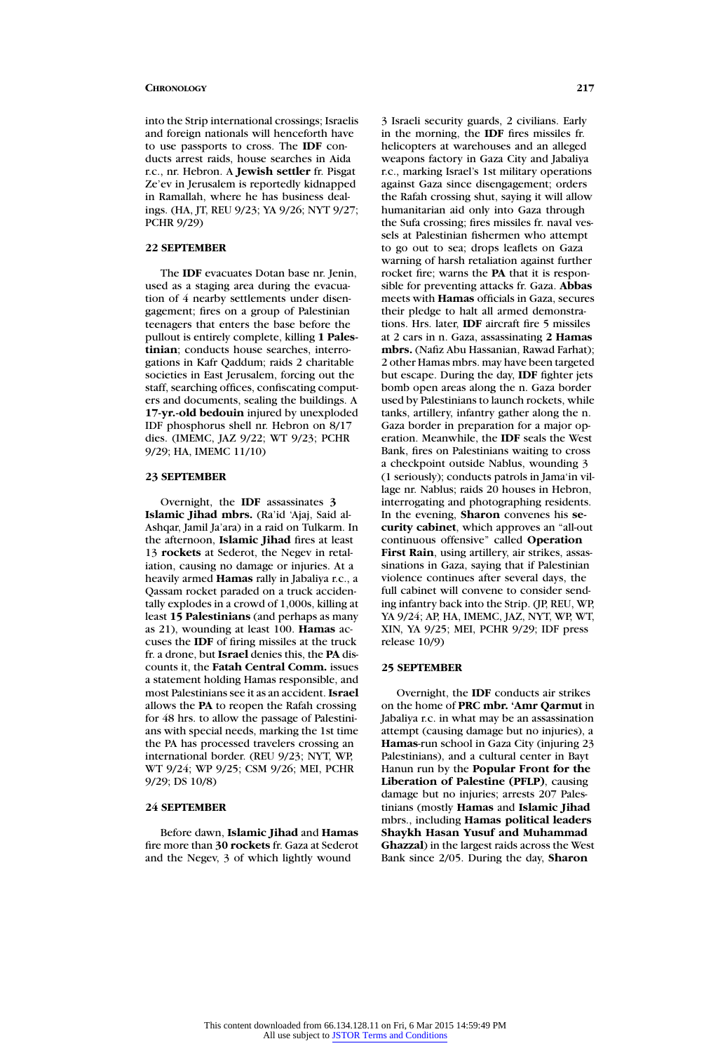into the Strip international crossings; Israelis and foreign nationals will henceforth have to use passports to cross. The **IDF** conducts arrest raids, house searches in Aida r.c., nr. Hebron. A **Jewish settler** fr. Pisgat Ze'ev in Jerusalem is reportedly kidnapped in Ramallah, where he has business dealings. (HA, JT, REU 9/23; YA 9/26; NYT 9/27; PCHR 9/29)

### 22 SEPTEMBER

The **IDF** evacuates Dotan base nr. Jenin, used as a staging area during the evacuation of 4 nearby settlements under disengagement; fires on a group of Palestinian teenagers that enters the base before the pullout is entirely complete, killing **1 Palestinian**; conducts house searches, interrogations in Kafr Qaddum; raids 2 charitable societies in East Jerusalem, forcing out the staff, searching offices, confiscating computers and documents, sealing the buildings. A **17-yr.-old bedouin** injured by unexploded IDF phosphorus shell nr. Hebron on 8/17 dies. (IMEMC, JAZ 9/22; WT 9/23; PCHR 9/29; HA, IMEMC 11/10)

### 23 SEPTEMBER

Overnight, the **IDF** assassinates **3 Islamic Jihad mbrs.** (Ra'id 'Ajaj, Said al-Ashqar, Jamil Ja'ara) in a raid on Tulkarm. In the afternoon, **Islamic Jihad** fires at least 13 **rockets** at Sederot, the Negev in retaliation, causing no damage or injuries. At a heavily armed **Hamas** rally in Jabaliya r.c., a Qassam rocket paraded on a truck accidentally explodes in a crowd of 1,000s, killing at least **15 Palestinians** (and perhaps as many as 21), wounding at least 100. **Hamas** accuses the **IDF** of firing missiles at the truck fr. a drone, but **Israel** denies this, the **PA** discounts it, the **Fatah Central Comm.** issues a statement holding Hamas responsible, and most Palestinians see it as an accident. **Israel** allows the **PA** to reopen the Rafah crossing for 48 hrs. to allow the passage of Palestinians with special needs, marking the 1st time the PA has processed travelers crossing an international border. (REU 9/23; NYT, WP, WT 9/24; WP 9/25; CSM 9/26; MEI, PCHR 9/29; DS 10/8)

### 24 SEPTEMBER

Before dawn, **Islamic Jihad** and **Hamas** fire more than **30 rockets** fr. Gaza at Sederot and the Negev, 3 of which lightly wound 3 Israeli security guards, 2 civilians. Early in the morning, the **IDF** fires missiles fr. helicopters at warehouses and an alleged weapons factory in Gaza City and Jabaliya r.c., marking Israel's 1st military operations against Gaza since disengagement; orders the Rafah crossing shut, saying it will allow humanitarian aid only into Gaza through the Sufa crossing; fires missiles fr. naval vessels at Palestinian fishermen who attempt to go out to sea; drops leaflets on Gaza warning of harsh retaliation against further rocket fire; warns the **PA** that it is responsible for preventing attacks fr. Gaza. **Abbas** meets with **Hamas** officials in Gaza, secures their pledge to halt all armed demonstrations. Hrs. later, **IDF** aircraft fire 5 missiles at 2 cars in n. Gaza, assassinating **2 Hamas mbrs.** (Nafiz Abu Hassanian, Rawad Farhat); 2 other Hamas mbrs. may have been targeted but escape. During the day, **IDF** fighter jets bomb open areas along the n. Gaza border used by Palestinians to launch rockets, while tanks, artillery, infantry gather along the n. Gaza border in preparation for a major operation. Meanwhile, the **IDF** seals the West Bank, fires on Palestinians waiting to cross a checkpoint outside Nablus, wounding 3 (1 seriously); conducts patrols in Jama'in village nr. Nablus; raids 20 houses in Hebron, interrogating and photographing residents. In the evening, **Sharon** convenes his **security cabinet**, which approves an "all-out continuous offensive" called **Operation First Rain**, using artillery, air strikes, assassinations in Gaza, saying that if Palestinian violence continues after several days, the full cabinet will convene to consider sending infantry back into the Strip. (JP, REU, WP, YA 9/24; AP, HA, IMEMC, JAZ, NYT, WP, WT, XIN, YA 9/25; MEI, PCHR 9/29; IDF press release 10/9)

### 25 SEPTEMBER

Overnight, the **IDF** conducts air strikes on the home of **PRC mbr. 'Amr Qarmut** in Jabaliya r.c. in what may be an assassination attempt (causing damage but no injuries), a **Hamas**-run school in Gaza City (injuring 23 Palestinians), and a cultural center in Bayt Hanun run by the **Popular Front for the Liberation of Palestine (PFLP)**, causing damage but no injuries; arrests 207 Palestinians (mostly **Hamas** and **Islamic Jihad** mbrs., including **Hamas political leaders Shaykh Hasan Yusuf and Muhammad Ghazzal**) in the largest raids across the West Bank since 2/05. During the day, **Sharon**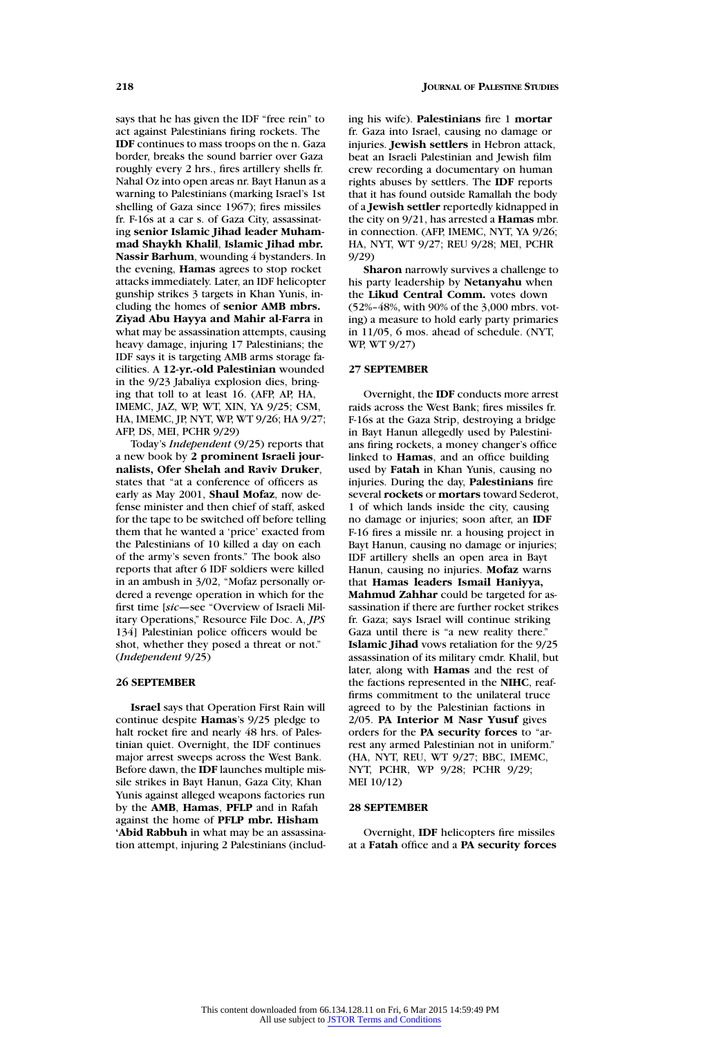says that he has given the IDF "free rein" to act against Palestinians firing rockets. The **IDF** continues to mass troops on the n. Gaza border, breaks the sound barrier over Gaza roughly every 2 hrs., fires artillery shells fr. Nahal Oz into open areas nr. Bayt Hanun as a warning to Palestinians (marking Israel's 1st shelling of Gaza since 1967); fires missiles fr. F-16s at a car s. of Gaza City, assassinating **senior Islamic Jihad leader Muhammad Shaykh Khalil**, **Islamic Jihad mbr. Nassir Barhum**, wounding 4 bystanders. In the evening, **Hamas** agrees to stop rocket attacks immediately. Later, an IDF helicopter gunship strikes 3 targets in Khan Yunis, including the homes of **senior AMB mbrs. Ziyad Abu Hayya and Mahir al-Farra** in what may be assassination attempts, causing heavy damage, injuring 17 Palestinians; the IDF says it is targeting AMB arms storage facilities. A **12-yr.-old Palestinian** wounded in the 9/23 Jabaliya explosion dies, bringing that toll to at least 16. (AFP, AP, HA, IMEMC, JAZ, WP, WT, XIN, YA 9/25; CSM, HA, IMEMC, JP, NYT, WP, WT 9/26; HA 9/27; AFP, DS, MEI, PCHR 9/29)

Today's *Independent* (9/25) reports that a new book by **2 prominent Israeli journalists, Ofer Shelah and Raviv Druker**, states that "at a conference of officers as early as May 2001, **Shaul Mofaz**, now defense minister and then chief of staff, asked for the tape to be switched off before telling them that he wanted a 'price' exacted from the Palestinians of 10 killed a day on each of the army's seven fronts." The book also reports that after 6 IDF soldiers were killed in an ambush in 3/02, "Mofaz personally ordered a revenge operation in which for the first time [*sic*—see "Overview of Israeli Military Operations," Resource File Doc. A, *JPS* 134] Palestinian police officers would be shot, whether they posed a threat or not." (*Independent* 9/25)

## 26 SEPTEMBER

**Israel** says that Operation First Rain will continue despite **Hamas**'s 9/25 pledge to halt rocket fire and nearly 48 hrs. of Palestinian quiet. Overnight, the IDF continues major arrest sweeps across the West Bank. Before dawn, the **IDF** launches multiple missile strikes in Bayt Hanun, Gaza City, Khan Yunis against alleged weapons factories run by the **AMB**, **Hamas**, **PFLP** and in Rafah against the home of **PFLP mbr. Hisham 'Abid Rabbuh** in what may be an assassination attempt, injuring 2 Palestinians (including his wife). **Palestinians** fire 1 **mortar** fr. Gaza into Israel, causing no damage or injuries. **Jewish settlers** in Hebron attack, beat an Israeli Palestinian and Jewish film crew recording a documentary on human rights abuses by settlers. The **IDF** reports that it has found outside Ramallah the body of a **Jewish settler** reportedly kidnapped in the city on 9/21, has arrested a **Hamas** mbr. in connection. (AFP, IMEMC, NYT, YA 9/26; HA, NYT, WT 9/27; REU 9/28; MEI, PCHR 9/29)

**Sharon** narrowly survives a challenge to his party leadership by **Netanyahu** when the **Likud Central Comm.** votes down (52%–48%, with 90% of the 3,000 mbrs. voting) a measure to hold early party primaries in 11/05, 6 mos. ahead of schedule. (NYT, WP, WT 9/27)

## 27 SEPTEMBER

Overnight, the **IDF** conducts more arrest raids across the West Bank; fires missiles fr. F-16s at the Gaza Strip, destroying a bridge in Bayt Hanun allegedly used by Palestinians firing rockets, a money changer's office linked to **Hamas**, and an office building used by **Fatah** in Khan Yunis, causing no injuries. During the day, **Palestinians** fire several **rockets** or **mortars** toward Sederot, 1 of which lands inside the city, causing no damage or injuries; soon after, an **IDF** F-16 fires a missile nr. a housing project in Bayt Hanun, causing no damage or injuries; IDF artillery shells an open area in Bayt Hanun, causing no injuries. **Mofaz** warns that **Hamas leaders Ismail Haniyya, Mahmud Zahhar** could be targeted for assassination if there are further rocket strikes fr. Gaza; says Israel will continue striking Gaza until there is "a new reality there." **Islamic Jihad** vows retaliation for the 9/25 assassination of its military cmdr. Khalil, but later, along with **Hamas** and the rest of the factions represented in the **NIHC**, reaffirms commitment to the unilateral truce agreed to by the Palestinian factions in 2/05. **PA Interior M Nasr Yusuf** gives orders for the **PA security forces** to "arrest any armed Palestinian not in uniform." (HA, NYT, REU, WT 9/27; BBC, IMEMC, NYT, PCHR, WP 9/28; PCHR 9/29; MEI 10/12)

## 28 SEPTEMBER

Overnight, **IDF** helicopters fire missiles at a **Fatah** office and a **PA security forces**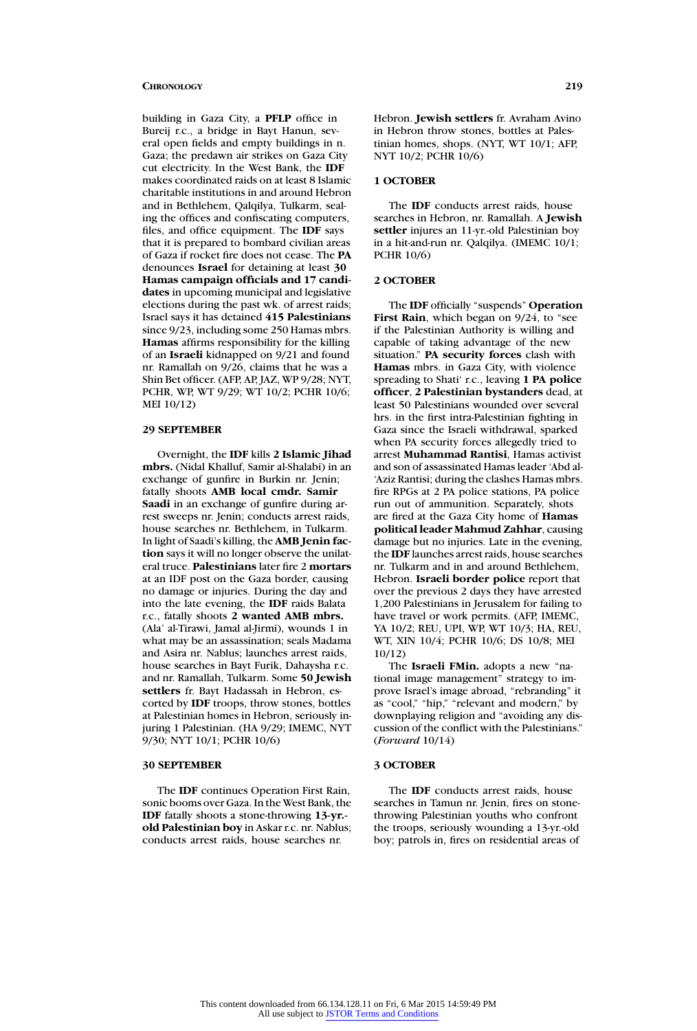building in Gaza City, a **PFLP** office in Bureij r.c., a bridge in Bayt Hanun, several open fields and empty buildings in n. Gaza; the predawn air strikes on Gaza City cut electricity. In the West Bank, the **IDF** makes coordinated raids on at least 8 Islamic charitable institutions in and around Hebron and in Bethlehem, Qalqilya, Tulkarm, sealing the offices and confiscating computers, files, and office equipment. The **IDF** says that it is prepared to bombard civilian areas of Gaza if rocket fire does not cease. The **PA** denounces **Israel** for detaining at least **30 Hamas campaign officials and 17 candidates** in upcoming municipal and legislative elections during the past wk. of arrest raids; Israel says it has detained **415 Palestinians** since 9/23, including some 250 Hamas mbrs. **Hamas** affirms responsibility for the killing of an **Israeli** kidnapped on 9/21 and found nr. Ramallah on 9/26, claims that he was a Shin Bet officer. (AFP, AP, JAZ, WP 9/28; NYT, PCHR, WP, WT 9/29; WT 10/2; PCHR 10/6; MEI 10/12)

### 29 SEPTEMBER

Overnight, the **IDF** kills **2 Islamic Jihad mbrs.** (Nidal Khalluf, Samir al-Shalabi) in an exchange of gunfire in Burkin nr. Jenin; fatally shoots **AMB local cmdr. Samir Saadi** in an exchange of gunfire during arrest sweeps nr. Jenin; conducts arrest raids, house searches nr. Bethlehem, in Tulkarm. In light of Saadi's killing, the **AMB Jenin faction** says it will no longer observe the unilateral truce. **Palestinians** later fire 2 **mortars** at an IDF post on the Gaza border, causing no damage or injuries. During the day and into the late evening, the **IDF** raids Balata r.c., fatally shoots **2 wanted AMB mbrs.** (Ala' al-Tirawi, Jamal al-Jirmi), wounds 1 in what may be an assassination; seals Madama and Asira nr. Nablus; launches arrest raids, house searches in Bayt Furik, Dahaysha r.c. and nr. Ramallah, Tulkarm. Some **50 Jewish settlers** fr. Bayt Hadassah in Hebron, escorted by **IDF** troops, throw stones, bottles at Palestinian homes in Hebron, seriously injuring 1 Palestinian. (HA 9/29; IMEMC, NYT 9/30; NYT 10/1; PCHR 10/6)

### 30 SEPTEMBER

The **IDF** continues Operation First Rain, sonic booms over Gaza. In the West Bank, the **IDF** fatally shoots a stone-throwing **13-yr.-old Palestinian boy** in Askar r.c. nr. Nablus; conducts arrest raids, house searches nr. Hebron. **Jewish settlers** fr. Avraham Avino in Hebron throw stones, bottles at Palestinian homes, shops. (NYT, WT 10/1; AFP, NYT 10/2; PCHR 10/6)

### 1 OCTOBER

The **IDF** conducts arrest raids, house searches in Hebron, nr. Ramallah. A **Jewish settler** injures an 11-yr.-old Palestinian boy in a hit-and-run nr. Qalqilya. (IMEMC 10/1; PCHR 10/6)

### 2 OCTOBER

The **IDF** officially "suspends" **Operation First Rain**, which began on 9/24, to "see if the Palestinian Authority is willing and capable of taking advantage of the new situation." **PA security forces** clash with **Hamas** mbrs. in Gaza City, with violence spreading to Shati' r.c., leaving **1 PA police officer**, **2 Palestinian bystanders** dead, at least 50 Palestinians wounded over several hrs. in the first intra-Palestinian fighting in Gaza since the Israeli withdrawal, sparked when PA security forces allegedly tried to arrest **Muhammad Rantisi**, Hamas activist and son of assassinated Hamas leader 'Abd al-'Aziz Rantisi; during the clashes Hamas mbrs. fire RPGs at 2 PA police stations, PA police run out of ammunition. Separately, shots are fired at the Gaza City home of **Hamas political leader Mahmud Zahhar**, causing damage but no injuries. Late in the evening, the **IDF** launches arrest raids, house searches nr. Tulkarm and in and around Bethlehem, Hebron. **Israeli border police** report that over the previous 2 days they have arrested 1,200 Palestinians in Jerusalem for failing to have travel or work permits. (AFP, IMEMC, YA 10/2; REU, UPI, WP, WT 10/3; HA, REU, WT, XIN 10/4; PCHR 10/6; DS 10/8; MEI 10/12)

The **Israeli FMin.** adopts a new "national image management" strategy to improve Israel's image abroad, "rebranding" it as "cool," "hip," "relevant and modern," by downplaying religion and "avoiding any discussion of the conflict with the Palestinians." (*Forward* 10/14)

### 3 OCTOBER

The **IDF** conducts arrest raids, house searches in Tamun nr. Jenin, fires on stone-throwing Palestinian youths who confront the troops, seriously wounding a 13-yr.-old boy; patrols in, fires on residential areas of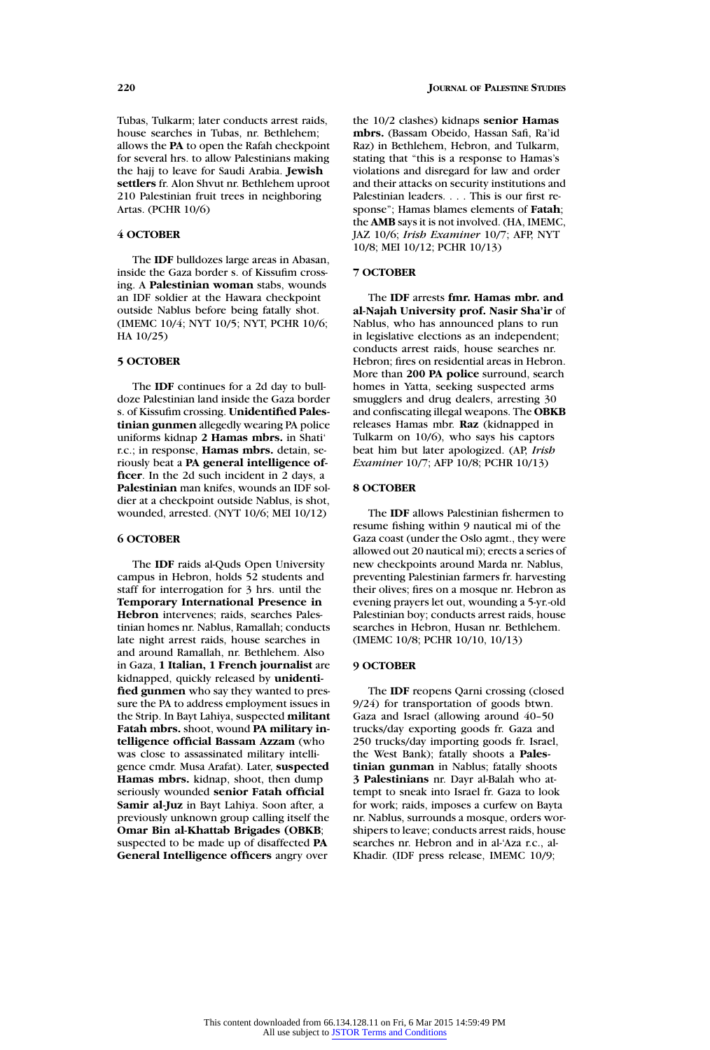Tubas, Tulkarm; later conducts arrest raids, house searches in Tubas, nr. Bethlehem; allows the **PA** to open the Rafah checkpoint for several hrs. to allow Palestinians making the hajj to leave for Saudi Arabia. **Jewish settlers** fr. Alon Shvut nr. Bethlehem uproot 210 Palestinian fruit trees in neighboring Artas. (PCHR 10/6)

#### 4 OCTOBER

The **IDF** bulldozes large areas in Abasan, inside the Gaza border s. of Kissufim crossing. A **Palestinian woman** stabs, wounds an IDF soldier at the Hawara checkpoint outside Nablus before being fatally shot. (IMEMC 10/4; NYT 10/5; NYT, PCHR 10/6; HA 10/25)

#### 5 OCTOBER

The **IDF** continues for a 2d day to bulldoze Palestinian land inside the Gaza border s. of Kissufim crossing. **Unidentified Palestinian gunmen** allegedly wearing PA police uniforms kidnap **2 Hamas mbrs.** in Shati' r.c.; in response, **Hamas mbrs.** detain, seriously beat a **PA general intelligence officer**. In the 2d such incident in 2 days, a **Palestinian** man knifes, wounds an IDF soldier at a checkpoint outside Nablus, is shot, wounded, arrested. (NYT 10/6; MEI 10/12)

#### 6 OCTOBER

The **IDF** raids al-Quds Open University campus in Hebron, holds 52 students and staff for interrogation for 3 hrs. until the **Temporary International Presence in Hebron** intervenes; raids, searches Palestinian homes nr. Nablus, Ramallah; conducts late night arrest raids, house searches in and around Ramallah, nr. Bethlehem. Also in Gaza, **1 Italian, 1 French journalist** are kidnapped, quickly released by **unidentified gunmen** who say they wanted to pressure the PA to address employment issues in the Strip. In Bayt Lahiya, suspected **militant Fatah mbrs.** shoot, wound **PA military intelligence official Bassam Azzam** (who was close to assassinated military intelligence cmdr. Musa Arafat). Later, **suspected Hamas mbrs.** kidnap, shoot, then dump seriously wounded **senior Fatah official Samir al-Juz** in Bayt Lahiya. Soon after, a previously unknown group calling itself the **Omar Bin al-Khattab Brigades (OBKB**; suspected to be made up of disaffected **PA General Intelligence officers** angry over the 10/2 clashes) kidnaps **senior Hamas mbrs.** (Bassam Obeido, Hassan Safi, Ra'id Raz) in Bethlehem, Hebron, and Tulkarm, stating that "this is a response to Hamas's violations and disregard for law and order and their attacks on security institutions and Palestinian leaders. . . . This is our first response"; Hamas blames elements of **Fatah**; the **AMB** says it is not involved. (HA, IMEMC, JAZ 10/6; *Irish Examiner* 10/7; AFP, NYT 10/8; MEI 10/12; PCHR 10/13)

#### 7 OCTOBER

The **IDF** arrests **fmr. Hamas mbr. and al-Najah University prof. Nasir Sha'ir** of Nablus, who has announced plans to run in legislative elections as an independent; conducts arrest raids, house searches nr. Hebron; fires on residential areas in Hebron. More than **200 PA police** surround, search homes in Yatta, seeking suspected arms smugglers and drug dealers, arresting 30 and confiscating illegal weapons. The **OBKB** releases Hamas mbr. **Raz** (kidnapped in Tulkarm on 10/6), who says his captors beat him but later apologized. (AP, *Irish Examiner* 10/7; AFP 10/8; PCHR 10/13)

#### 8 OCTOBER

The **IDF** allows Palestinian fishermen to resume fishing within 9 nautical mi of the Gaza coast (under the Oslo agmt., they were allowed out 20 nautical mi); erects a series of new checkpoints around Marda nr. Nablus, preventing Palestinian farmers fr. harvesting their olives; fires on a mosque nr. Hebron as evening prayers let out, wounding a 5-yr.-old Palestinian boy; conducts arrest raids, house searches in Hebron, Husan nr. Bethlehem. (IMEMC 10/8; PCHR 10/10, 10/13)

#### 9 OCTOBER

The **IDF** reopens Qarni crossing (closed 9/24) for transportation of goods btwn. Gaza and Israel (allowing around 40–50 trucks/day exporting goods fr. Gaza and 250 trucks/day importing goods fr. Israel, the West Bank); fatally shoots a **Palestinian gunman** in Nablus; fatally shoots **3 Palestinians** nr. Dayr al-Balah who attempt to sneak into Israel fr. Gaza to look for work; raids, imposes a curfew on Bayta nr. Nablus, surrounds a mosque, orders worshipers to leave; conducts arrest raids, house searches nr. Hebron and in al-'Aza r.c., al-Khadir. (IDF press release, IMEMC 10/9;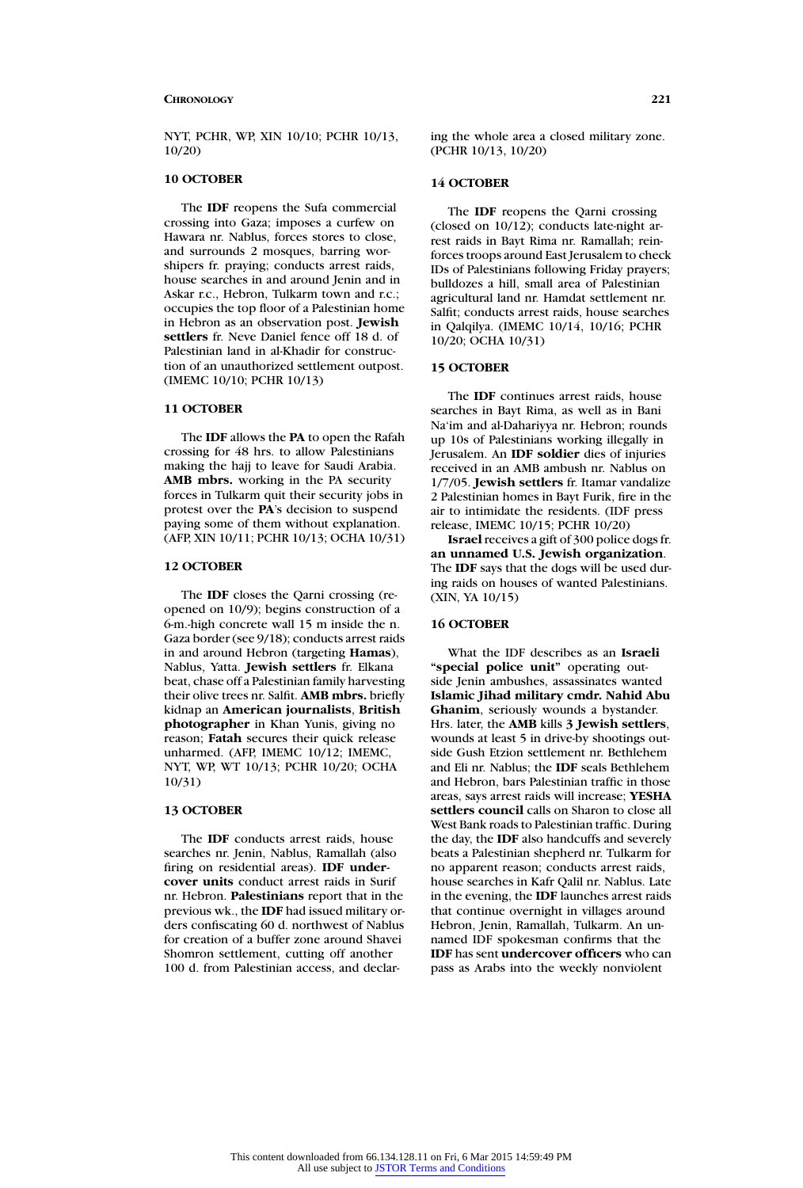NYT, PCHR, WP, XIN 10/10; PCHR 10/13, 10/20)

### 10 OCTOBER

The **IDF** reopens the Sufa commercial crossing into Gaza; imposes a curfew on Hawara nr. Nablus, forces stores to close, and surrounds 2 mosques, barring worshipers fr. praying; conducts arrest raids, house searches in and around Jenin and in Askar r.c., Hebron, Tulkarm town and r.c.; occupies the top floor of a Palestinian home in Hebron as an observation post. **Jewish settlers** fr. Neve Daniel fence off 18 d. of Palestinian land in al-Khadir for construction of an unauthorized settlement outpost. (IMEMC 10/10; PCHR 10/13)

### 11 OCTOBER

The **IDF** allows the **PA** to open the Rafah crossing for 48 hrs. to allow Palestinians making the hajj to leave for Saudi Arabia. **AMB mbrs.** working in the PA security forces in Tulkarm quit their security jobs in protest over the **PA**'s decision to suspend paying some of them without explanation. (AFP, XIN 10/11; PCHR 10/13; OCHA 10/31)

### 12 OCTOBER

The **IDF** closes the Qarni crossing (reopened on 10/9); begins construction of a 6-m.-high concrete wall 15 m inside the n. Gaza border (see 9/18); conducts arrest raids in and around Hebron (targeting **Hamas**), Nablus, Yatta. **Jewish settlers** fr. Elkana beat, chase off a Palestinian family harvesting their olive trees nr. Salfit. **AMB mbrs.** briefly kidnap an **American journalists**, **British photographer** in Khan Yunis, giving no reason; **Fatah** secures their quick release unharmed. (AFP, IMEMC 10/12; IMEMC, NYT, WP, WT 10/13; PCHR 10/20; OCHA 10/31)

### 13 OCTOBER

The **IDF** conducts arrest raids, house searches nr. Jenin, Nablus, Ramallah (also firing on residential areas). **IDF undercover units** conduct arrest raids in Surif nr. Hebron. **Palestinians** report that in the previous wk., the **IDF** had issued military orders confiscating 60 d. northwest of Nablus for creation of a buffer zone around Shavei Shomron settlement, cutting off another 100 d. from Palestinian access, and declaring the whole area a closed military zone. (PCHR 10/13, 10/20)

### 14 OCTOBER

The **IDF** reopens the Qarni crossing (closed on 10/12); conducts late-night arrest raids in Bayt Rima nr. Ramallah; reinforces troops around East Jerusalem to check IDs of Palestinians following Friday prayers; bulldozes a hill, small area of Palestinian agricultural land nr. Hamdat settlement nr. Salfit; conducts arrest raids, house searches in Qalqilya. (IMEMC 10/14, 10/16; PCHR 10/20; OCHA 10/31)

### 15 OCTOBER

The **IDF** continues arrest raids, house searches in Bayt Rima, as well as in Bani Na'im and al-Dahariyya nr. Hebron; rounds up 10s of Palestinians working illegally in Jerusalem. An **IDF soldier** dies of injuries received in an AMB ambush nr. Nablus on 1/7/05. **Jewish settlers** fr. Itamar vandalize 2 Palestinian homes in Bayt Furik, fire in the air to intimidate the residents. (IDF press release, IMEMC 10/15; PCHR 10/20)

**Israel** receives a gift of 300 police dogs fr. **an unnamed U.S. Jewish organization**. The **IDF** says that the dogs will be used during raids on houses of wanted Palestinians. (XIN, YA 10/15)

### 16 OCTOBER

What the IDF describes as an **Israeli "special police unit"** operating outside Jenin ambushes, assassinates wanted **Islamic Jihad military cmdr. Nahid Abu Ghanim**, seriously wounds a bystander. Hrs. later, the **AMB** kills **3 Jewish settlers**, wounds at least 5 in drive-by shootings outside Gush Etzion settlement nr. Bethlehem and Eli nr. Nablus; the **IDF** seals Bethlehem and Hebron, bars Palestinian traffic in those areas, says arrest raids will increase; **YESHA settlers council** calls on Sharon to close all West Bank roads to Palestinian traffic. During the day, the **IDF** also handcuffs and severely beats a Palestinian shepherd nr. Tulkarm for no apparent reason; conducts arrest raids, house searches in Kafr Qalil nr. Nablus. Late in the evening, the **IDF** launches arrest raids that continue overnight in villages around Hebron, Jenin, Ramallah, Tulkarm. An unnamed IDF spokesman confirms that the **IDF** has sent **undercover officers** who can pass as Arabs into the weekly nonviolent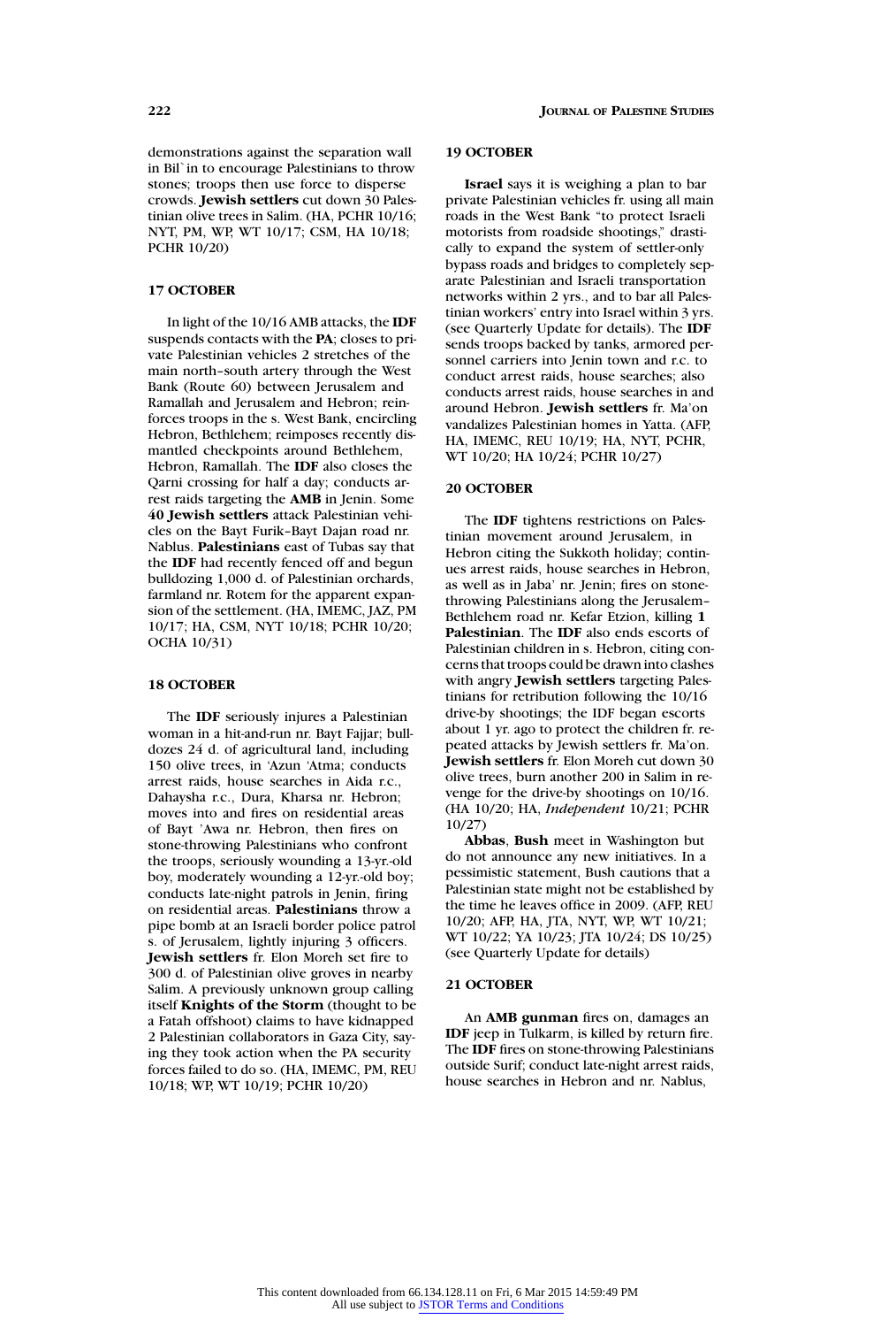demonstrations against the separation wall in Bil`in to encourage Palestinians to throw stones; troops then use force to disperse crowds. **Jewish settlers** cut down 30 Palestinian olive trees in Salim. (HA, PCHR 10/16; NYT, PM, WP, WT 10/17; CSM, HA 10/18; PCHR 10/20)

### 17 OCTOBER

In light of the 10/16 AMB attacks, the **IDF** suspends contacts with the **PA**; closes to private Palestinian vehicles 2 stretches of the main north–south artery through the West Bank (Route 60) between Jerusalem and Ramallah and Jerusalem and Hebron; reinforces troops in the s. West Bank, encircling Hebron, Bethlehem; reimposes recently dismantled checkpoints around Bethlehem, Hebron, Ramallah. The **IDF** also closes the Qarni crossing for half a day; conducts arrest raids targeting the **AMB** in Jenin. Some **40 Jewish settlers** attack Palestinian vehicles on the Bayt Furik–Bayt Dajan road nr. Nablus. **Palestinians** east of Tubas say that the **IDF** had recently fenced off and begun bulldozing 1,000 d. of Palestinian orchards, farmland nr. Rotem for the apparent expansion of the settlement. (HA, IMEMC, JAZ, PM 10/17; HA, CSM, NYT 10/18; PCHR 10/20; OCHA 10/31)

### 18 OCTOBER

The **IDF** seriously injures a Palestinian woman in a hit-and-run nr. Bayt Fajjar; bulldozes 24 d. of agricultural land, including 150 olive trees, in 'Azun 'Atma; conducts arrest raids, house searches in Aida r.c., Dahaysha r.c., Dura, Kharsa nr. Hebron; moves into and fires on residential areas of Bayt 'Awa nr. Hebron, then fires on stone-throwing Palestinians who confront the troops, seriously wounding a 13-yr.-old boy, moderately wounding a 12-yr.-old boy; conducts late-night patrols in Jenin, firing on residential areas. **Palestinians** throw a pipe bomb at an Israeli border police patrol s. of Jerusalem, lightly injuring 3 officers. **Jewish settlers** fr. Elon Moreh set fire to 300 d. of Palestinian olive groves in nearby Salim. A previously unknown group calling itself **Knights of the Storm** (thought to be a Fatah offshoot) claims to have kidnapped 2 Palestinian collaborators in Gaza City, saying they took action when the PA security forces failed to do so. (HA, IMEMC, PM, REU 10/18; WP, WT 10/19; PCHR 10/20)

### 19 OCTOBER

**Israel** says it is weighing a plan to bar private Palestinian vehicles fr. using all main roads in the West Bank "to protect Israeli motorists from roadside shootings," drastically to expand the system of settler-only bypass roads and bridges to completely separate Palestinian and Israeli transportation networks within 2 yrs., and to bar all Palestinian workers' entry into Israel within 3 yrs. (see Quarterly Update for details). The **IDF** sends troops backed by tanks, armored personnel carriers into Jenin town and r.c. to conduct arrest raids, house searches; also conducts arrest raids, house searches in and around Hebron. **Jewish settlers** fr. Ma'on vandalizes Palestinian homes in Yatta. (AFP, HA, IMEMC, REU 10/19; HA, NYT, PCHR, WT 10/20; HA 10/24; PCHR 10/27)

### 20 OCTOBER

The **IDF** tightens restrictions on Palestinian movement around Jerusalem, in Hebron citing the Sukkoth holiday; continues arrest raids, house searches in Hebron, as well as in Jaba' nr. Jenin; fires on stone-throwing Palestinians along the Jerusalem–Bethlehem road nr. Kefar Etzion, killing **1 Palestinian**. The **IDF** also ends escorts of Palestinian children in s. Hebron, citing concerns that troops could be drawn into clashes with angry **Jewish settlers** targeting Palestinians for retribution following the 10/16 drive-by shootings; the IDF began escorts about 1 yr. ago to protect the children fr. repeated attacks by Jewish settlers fr. Ma'on. **Jewish settlers** fr. Elon Moreh cut down 30 olive trees, burn another 200 in Salim in revenge for the drive-by shootings on 10/16. (HA 10/20; HA, *Independent* 10/21; PCHR 10/27)

**Abbas**, **Bush** meet in Washington but do not announce any new initiatives. In a pessimistic statement, Bush cautions that a Palestinian state might not be established by the time he leaves office in 2009. (AFP, REU 10/20; AFP, HA, JTA, NYT, WP, WT 10/21; WT 10/22; YA 10/23; JTA 10/24; DS 10/25) (see Quarterly Update for details)

### 21 OCTOBER

An **AMB gunman** fires on, damages an **IDF** jeep in Tulkarm, is killed by return fire. The **IDF** fires on stone-throwing Palestinians outside Surif; conduct late-night arrest raids, house searches in Hebron and nr. Nablus,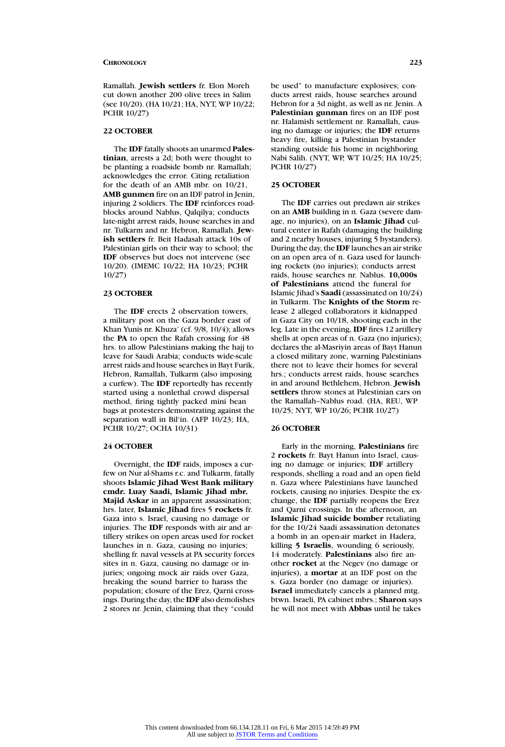Ramallah. **Jewish settlers** fr. Elon Moreh cut down another 200 olive trees in Salim (see 10/20). (HA 10/21; HA, NYT, WP 10/22; PCHR 10/27)

### 22 OCTOBER

The **IDF** fatally shoots an unarmed **Palestinian**, arrests a 2d; both were thought to be planting a roadside bomb nr. Ramallah; acknowledges the error. Citing retaliation for the death of an AMB mbr. on 10/21, **AMB gunmen** fire on an IDF patrol in Jenin, injuring 2 soldiers. The **IDF** reinforces roadblocks around Nablus, Qalqilya; conducts late-night arrest raids, house searches in and nr. Tulkarm and nr. Hebron, Ramallah. **Jewish settlers** fr. Beit Hadasah attack 10s of Palestinian girls on their way to school; the **IDF** observes but does not intervene (see 10/20). (IMEMC 10/22; HA 10/23; PCHR 10/27)

### 23 OCTOBER

The **IDF** erects 2 observation towers, a military post on the Gaza border east of Khan Yunis nr. Khuza' (cf. 9/8, 10/4); allows the **PA** to open the Rafah crossing for 48 hrs. to allow Palestinians making the hajj to leave for Saudi Arabia; conducts wide-scale arrest raids and house searches in Bayt Furik, Hebron, Ramallah, Tulkarm (also imposing a curfew). The **IDF** reportedly has recently started using a nonlethal crowd dispersal method, firing tightly packed mini bean bags at protesters demonstrating against the separation wall in Bil'in. (AFP 10/23; HA, PCHR 10/27; OCHA 10/31)

### 24 OCTOBER

Overnight, the **IDF** raids, imposes a curfew on Nur al-Shams r.c. and Tulkarm, fatally shoots **Islamic Jihad West Bank military cmdr. Luay Saadi, Islamic Jihad mbr. Majid Askar** in an apparent assassination; hrs. later, **Islamic Jihad** fires 5 **rockets** fr. Gaza into s. Israel, causing no damage or injuries. The **IDF** responds with air and artillery strikes on open areas used for rocket launches in n. Gaza, causing no injuries; shelling fr. naval vessels at PA security forces sites in n. Gaza, causing no damage or injuries; ongoing mock air raids over Gaza, breaking the sound barrier to harass the population; closure of the Erez, Qarni crossings. During the day, the **IDF** also demolishes 2 stores nr. Jenin, claiming that they "could be used" to manufacture explosives; conducts arrest raids, house searches around Hebron for a 3d night, as well as nr. Jenin. A **Palestinian gunman** fires on an IDF post nr. Halamish settlement nr. Ramallah, causing no damage or injuries; the **IDF** returns heavy fire, killing a Palestinian bystander standing outside his home in neighboring Nabi Salih. (NYT, WP, WT 10/25; HA 10/25; PCHR 10/27)

### 25 OCTOBER

The **IDF** carries out predawn air strikes on an **AMB** building in n. Gaza (severe damage, no injuries), on an **Islamic Jihad** cultural center in Rafah (damaging the building and 2 nearby houses, injuring 5 bystanders). During the day, the **IDF** launches an air strike on an open area of n. Gaza used for launching rockets (no injuries); conducts arrest raids, house searches nr. Nablus. **10,000s of Palestinians** attend the funeral for Islamic Jihad's **Saadi** (assassinated on 10/24) in Tulkarm. The **Knights of the Storm** release 2 alleged collaborators it kidnapped in Gaza City on 10/18, shooting each in the leg. Late in the evening, **IDF** fires 12 artillery shells at open areas of n. Gaza (no injuries); declares the al-Masriyin areas of Bayt Hanun a closed military zone, warning Palestinians there not to leave their homes for several hrs.; conducts arrest raids, house searches in and around Bethlehem, Hebron. **Jewish settlers** throw stones at Palestinian cars on the Ramallah–Nablus road. (HA, REU, WP 10/25; NYT, WP 10/26; PCHR 10/27)

### 26 OCTOBER

Early in the morning, **Palestinians** fire 2 **rockets** fr. Bayt Hanun into Israel, causing no damage or injuries; **IDF** artillery responds, shelling a road and an open field n. Gaza where Palestinians have launched rockets, causing no injuries. Despite the exchange, the **IDF** partially reopens the Erez and Qarni crossings. In the afternoon, an **Islamic Jihad suicide bomber** retaliating for the 10/24 Saadi assassination detonates a bomb in an open-air market in Hadera, killing **5 Israelis**, wounding 6 seriously, 14 moderately. **Palestinians** also fire another **rocket** at the Negev (no damage or injuries), a **mortar** at an IDF post on the s. Gaza border (no damage or injuries). **Israel** immediately cancels a planned mtg. btwn. Israeli, PA cabinet mbrs.; **Sharon** says he will not meet with **Abbas** until he takes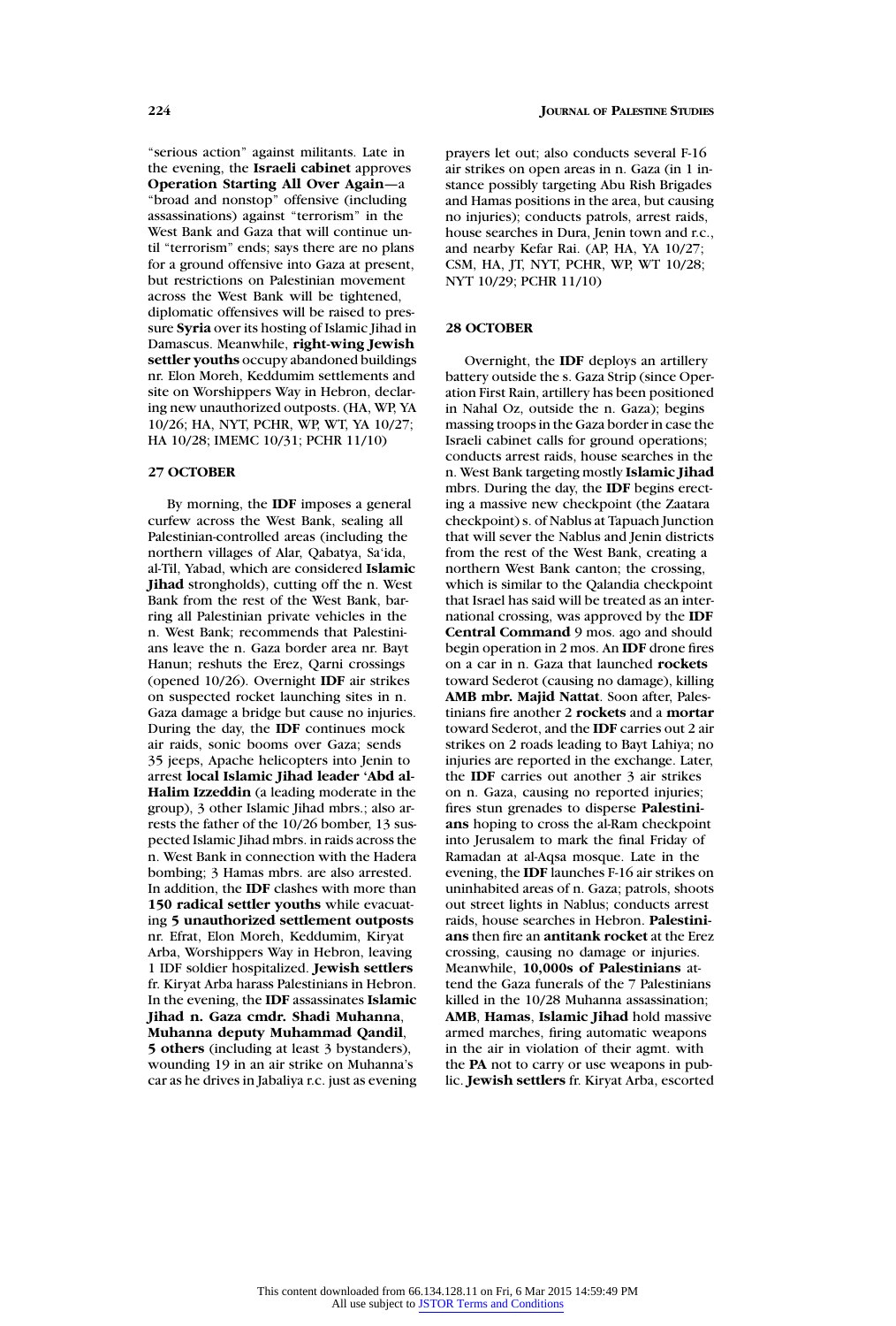"serious action" against militants. Late in the evening, the **Israeli cabinet** approves **Operation Starting All Over Again**—a "broad and nonstop" offensive (including assassinations) against "terrorism" in the West Bank and Gaza that will continue until "terrorism" ends; says there are no plans for a ground offensive into Gaza at present, but restrictions on Palestinian movement across the West Bank will be tightened, diplomatic offensives will be raised to pressure **Syria** over its hosting of Islamic Jihad in Damascus. Meanwhile, **right-wing Jewish settler youths** occupy abandoned buildings nr. Elon Moreh, Keddumim settlements and site on Worshippers Way in Hebron, declaring new unauthorized outposts. (HA, WP, YA 10/26; HA, NYT, PCHR, WP, WT, YA 10/27; HA 10/28; IMEMC 10/31; PCHR 11/10)

### 27 OCTOBER

By morning, the **IDF** imposes a general curfew across the West Bank, sealing all Palestinian-controlled areas (including the northern villages of Alar, Qabatya, Sa'ida, al-Til, Yabad, which are considered **Islamic Jihad** strongholds), cutting off the n. West Bank from the rest of the West Bank, barring all Palestinian private vehicles in the n. West Bank; recommends that Palestinians leave the n. Gaza border area nr. Bayt Hanun; reshuts the Erez, Qarni crossings (opened 10/26). Overnight **IDF** air strikes on suspected rocket launching sites in n. Gaza damage a bridge but cause no injuries. During the day, the **IDF** continues mock air raids, sonic booms over Gaza; sends 35 jeeps, Apache helicopters into Jenin to arrest **local Islamic Jihad leader 'Abd al-Halim Izzeddin** (a leading moderate in the group), 3 other Islamic Jihad mbrs.; also arrests the father of the 10/26 bomber, 13 suspected Islamic Jihad mbrs. in raids across the n. West Bank in connection with the Hadera bombing; 3 Hamas mbrs. are also arrested. In addition, the **IDF** clashes with more than **150 radical settler youths** while evacuating **5 unauthorized settlement outposts** nr. Efrat, Elon Moreh, Keddumim, Kiryat Arba, Worshippers Way in Hebron, leaving 1 IDF soldier hospitalized. **Jewish settlers** fr. Kiryat Arba harass Palestinians in Hebron. In the evening, the **IDF** assassinates **Islamic Jihad n. Gaza cmdr. Shadi Muhanna**, **Muhanna deputy Muhammad Qandil**, **5 others** (including at least 3 bystanders), wounding 19 in an air strike on Muhanna's car as he drives in Jabaliya r.c. just as evening prayers let out; also conducts several F-16 air strikes on open areas in n. Gaza (in 1 instance possibly targeting Abu Rish Brigades and Hamas positions in the area, but causing no injuries); conducts patrols, arrest raids, house searches in Dura, Jenin town and r.c., and nearby Kefar Rai. (AP, HA, YA 10/27; CSM, HA, JT, NYT, PCHR, WP, WT 10/28; NYT 10/29; PCHR 11/10)

### 28 OCTOBER

Overnight, the **IDF** deploys an artillery battery outside the s. Gaza Strip (since Operation First Rain, artillery has been positioned in Nahal Oz, outside the n. Gaza); begins massing troops in the Gaza border in case the Israeli cabinet calls for ground operations; conducts arrest raids, house searches in the n. West Bank targeting mostly **Islamic Jihad** mbrs. During the day, the **IDF** begins erecting a massive new checkpoint (the Zaatara checkpoint) s. of Nablus at Tapuach Junction that will sever the Nablus and Jenin districts from the rest of the West Bank, creating a northern West Bank canton; the crossing, which is similar to the Qalandia checkpoint that Israel has said will be treated as an international crossing, was approved by the **IDF Central Command** 9 mos. ago and should begin operation in 2 mos. An **IDF** drone fires on a car in n. Gaza that launched **rockets** toward Sederot (causing no damage), killing **AMB mbr. Majid Nattat**. Soon after, Palestinians fire another 2 **rockets** and a **mortar** toward Sederot, and the **IDF** carries out 2 air strikes on 2 roads leading to Bayt Lahiya; no injuries are reported in the exchange. Later, the **IDF** carries out another 3 air strikes on n. Gaza, causing no reported injuries; fires stun grenades to disperse **Palestinians** hoping to cross the al-Ram checkpoint into Jerusalem to mark the final Friday of Ramadan at al-Aqsa mosque. Late in the evening, the **IDF** launches F-16 air strikes on uninhabited areas of n. Gaza; patrols, shoots out street lights in Nablus; conducts arrest raids, house searches in Hebron. **Palestinians** then fire an **antitank rocket** at the Erez crossing, causing no damage or injuries. Meanwhile, **10,000s of Palestinians** attend the Gaza funerals of the 7 Palestinians killed in the 10/28 Muhanna assassination; **AMB**, **Hamas**, **Islamic Jihad** hold massive armed marches, firing automatic weapons in the air in violation of their agmt. with the **PA** not to carry or use weapons in public. **Jewish settlers** fr. Kiryat Arba, escorted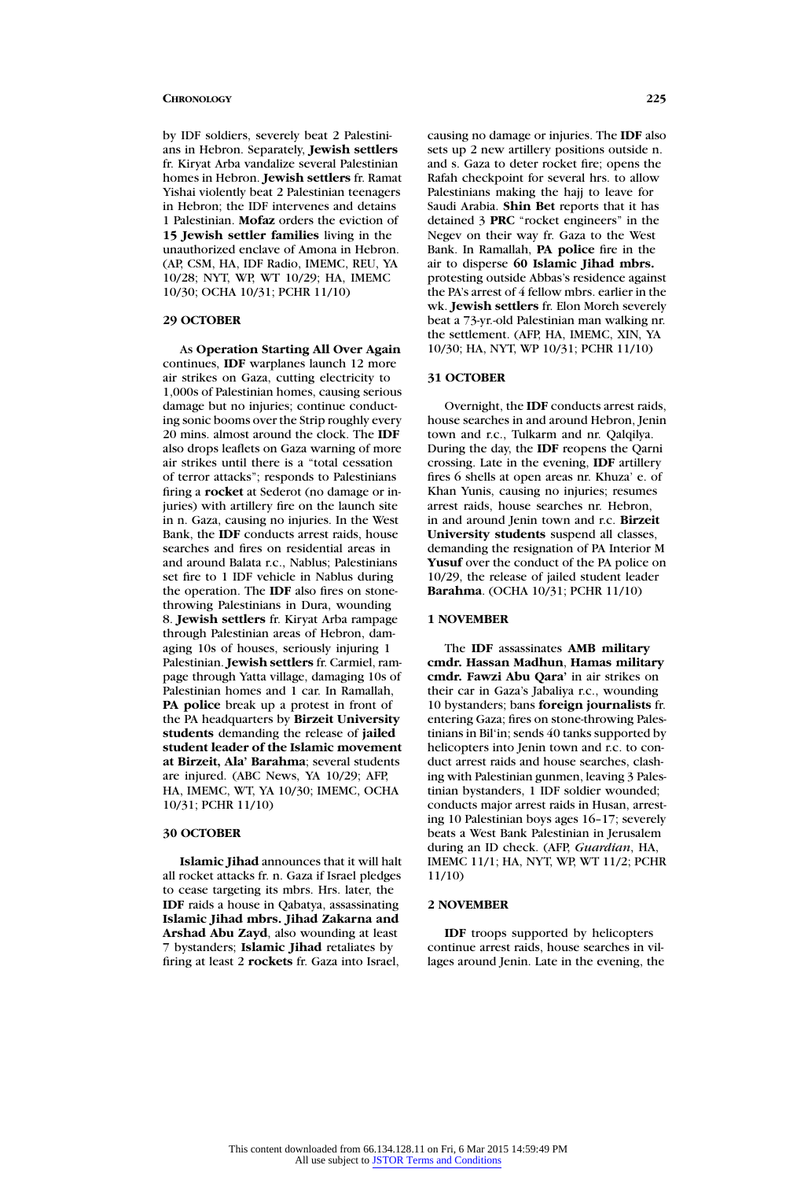by IDF soldiers, severely beat 2 Palestinians in Hebron. Separately, **Jewish settlers** fr. Kiryat Arba vandalize several Palestinian homes in Hebron. **Jewish settlers** fr. Ramat Yishai violently beat 2 Palestinian teenagers in Hebron; the IDF intervenes and detains 1 Palestinian. **Mofaz** orders the eviction of **15 Jewish settler families** living in the unauthorized enclave of Amona in Hebron. (AP, CSM, HA, IDF Radio, IMEMC, REU, YA 10/28; NYT, WP, WT 10/29; HA, IMEMC 10/30; OCHA 10/31; PCHR 11/10)

### 29 OCTOBER

As **Operation Starting All Over Again** continues, **IDF** warplanes launch 12 more air strikes on Gaza, cutting electricity to 1,000s of Palestinian homes, causing serious damage but no injuries; continue conducting sonic booms over the Strip roughly every 20 mins. almost around the clock. The **IDF** also drops leaflets on Gaza warning of more air strikes until there is a "total cessation of terror attacks"; responds to Palestinians firing a **rocket** at Sederot (no damage or injuries) with artillery fire on the launch site in n. Gaza, causing no injuries. In the West Bank, the **IDF** conducts arrest raids, house searches and fires on residential areas in and around Balata r.c., Nablus; Palestinians set fire to 1 IDF vehicle in Nablus during the operation. The **IDF** also fires on stone-throwing Palestinians in Dura, wounding 8. **Jewish settlers** fr. Kiryat Arba rampage through Palestinian areas of Hebron, damaging 10s of houses, seriously injuring 1 Palestinian. **Jewish settlers** fr. Carmiel, rampage through Yatta village, damaging 10s of Palestinian homes and 1 car. In Ramallah, **PA police** break up a protest in front of the PA headquarters by **Birzeit University students** demanding the release of **jailed student leader of the Islamic movement at Birzeit, Ala' Barahma**; several students are injured. (ABC News, YA 10/29; AFP, HA, IMEMC, WT, YA 10/30; IMEMC, OCHA 10/31; PCHR 11/10)

### 30 OCTOBER

**Islamic Jihad** announces that it will halt all rocket attacks fr. n. Gaza if Israel pledges to cease targeting its mbrs. Hrs. later, the **IDF** raids a house in Qabatya, assassinating **Islamic Jihad mbrs. Jihad Zakarna and Arshad Abu Zayd**, also wounding at least 7 bystanders; **Islamic Jihad** retaliates by firing at least 2 **rockets** fr. Gaza into Israel, causing no damage or injuries. The **IDF** also sets up 2 new artillery positions outside n. and s. Gaza to deter rocket fire; opens the Rafah checkpoint for several hrs. to allow Palestinians making the hajj to leave for Saudi Arabia. **Shin Bet** reports that it has detained 3 **PRC** "rocket engineers" in the Negev on their way fr. Gaza to the West Bank. In Ramallah, **PA police** fire in the air to disperse **60 Islamic Jihad mbrs.** protesting outside Abbas's residence against the PA's arrest of 4 fellow mbrs. earlier in the wk. **Jewish settlers** fr. Elon Moreh severely beat a 73-yr.-old Palestinian man walking nr. the settlement. (AFP, HA, IMEMC, XIN, YA 10/30; HA, NYT, WP 10/31; PCHR 11/10)

### 31 OCTOBER

Overnight, the **IDF** conducts arrest raids, house searches in and around Hebron, Jenin town and r.c., Tulkarm and nr. Qalqilya. During the day, the **IDF** reopens the Qarni crossing. Late in the evening, **IDF** artillery fires 6 shells at open areas nr. Khuza' e. of Khan Yunis, causing no injuries; resumes arrest raids, house searches nr. Hebron, in and around Jenin town and r.c. **Birzeit University students** suspend all classes, demanding the resignation of PA Interior M **Yusuf** over the conduct of the PA police on 10/29, the release of jailed student leader **Barahma**. (OCHA 10/31; PCHR 11/10)

### 1 NOVEMBER

The **IDF** assassinates **AMB military cmdr. Hassan Madhun**, **Hamas military cmdr. Fawzi Abu Qara'** in air strikes on their car in Gaza's Jabaliya r.c., wounding 10 bystanders; bans **foreign journalists** fr. entering Gaza; fires on stone-throwing Palestinians in Bil'in; sends 40 tanks supported by helicopters into Jenin town and r.c. to conduct arrest raids and house searches, clashing with Palestinian gunmen, leaving 3 Palestinian bystanders, 1 IDF soldier wounded; conducts major arrest raids in Husan, arresting 10 Palestinian boys ages 16–17; severely beats a West Bank Palestinian in Jerusalem during an ID check. (AFP, *Guardian*, HA, IMEMC 11/1; HA, NYT, WP, WT 11/2; PCHR 11/10)

### 2 NOVEMBER

**IDF** troops supported by helicopters continue arrest raids, house searches in villages around Jenin. Late in the evening, the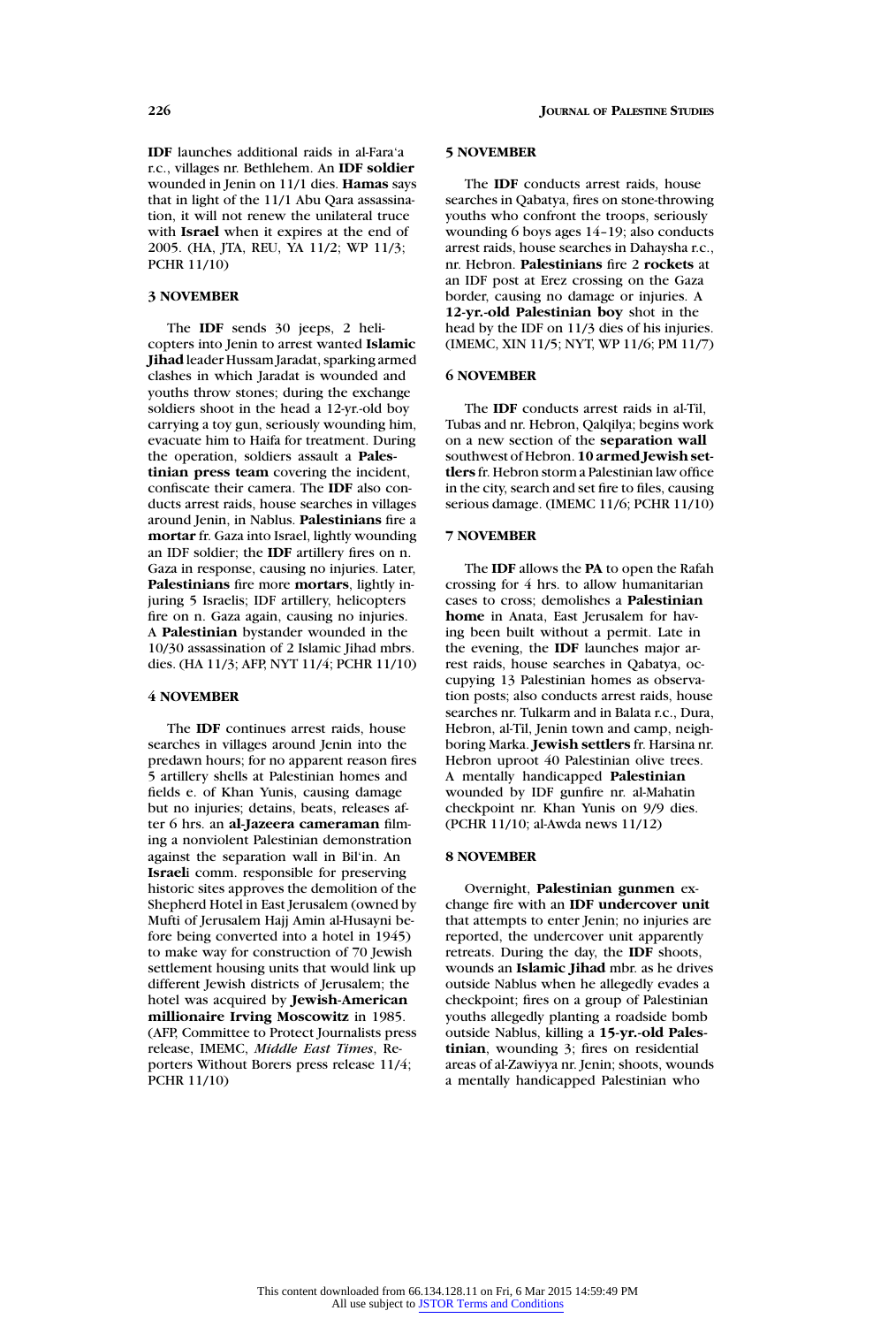**IDF** launches additional raids in al-Fara'a r.c., villages nr. Bethlehem. An **IDF soldier** wounded in Jenin on 11/1 dies. **Hamas** says that in light of the 11/1 Abu Qara assassination, it will not renew the unilateral truce with **Israel** when it expires at the end of 2005. (HA, JTA, REU, YA 11/2; WP 11/3; PCHR 11/10)

### 3 NOVEMBER

The **IDF** sends 30 jeeps, 2 helicopters into Jenin to arrest wanted **Islamic Jihad** leader Hussam Jaradat, sparking armed clashes in which Jaradat is wounded and youths throw stones; during the exchange soldiers shoot in the head a 12-yr.-old boy carrying a toy gun, seriously wounding him, evacuate him to Haifa for treatment. During the operation, soldiers assault a **Palestinian press team** covering the incident, confiscate their camera. The **IDF** also conducts arrest raids, house searches in villages around Jenin, in Nablus. **Palestinians** fire a **mortar** fr. Gaza into Israel, lightly wounding an IDF soldier; the **IDF** artillery fires on n. Gaza in response, causing no injuries. Later, **Palestinians** fire more **mortars**, lightly injuring 5 Israelis; IDF artillery, helicopters fire on n. Gaza again, causing no injuries. A **Palestinian** bystander wounded in the 10/30 assassination of 2 Islamic Jihad mbrs. dies. (HA 11/3; AFP, NYT 11/4; PCHR 11/10)

### 4 NOVEMBER

The **IDF** continues arrest raids, house searches in villages around Jenin into the predawn hours; for no apparent reason fires 5 artillery shells at Palestinian homes and fields e. of Khan Yunis, causing damage but no injuries; detains, beats, releases after 6 hrs. an **al-Jazeera cameraman** filming a nonviolent Palestinian demonstration against the separation wall in Bil'in. An **Israel**i comm. responsible for preserving historic sites approves the demolition of the Shepherd Hotel in East Jerusalem (owned by Mufti of Jerusalem Hajj Amin al-Husayni before being converted into a hotel in 1945) to make way for construction of 70 Jewish settlement housing units that would link up different Jewish districts of Jerusalem; the hotel was acquired by **Jewish-American millionaire Irving Moscowitz** in 1985. (AFP, Committee to Protect Journalists press release, IMEMC, *Middle East Times*, Reporters Without Borers press release 11/4; PCHR 11/10)

### 5 NOVEMBER

The **IDF** conducts arrest raids, house searches in Qabatya, fires on stone-throwing youths who confront the troops, seriously wounding 6 boys ages 14–19; also conducts arrest raids, house searches in Dahaysha r.c., nr. Hebron. **Palestinians** fire 2 **rockets** at an IDF post at Erez crossing on the Gaza border, causing no damage or injuries. A **12-yr.-old Palestinian boy** shot in the head by the IDF on 11/3 dies of his injuries. (IMEMC, XIN 11/5; NYT, WP 11/6; PM 11/7)

### 6 NOVEMBER

The **IDF** conducts arrest raids in al-Til, Tubas and nr. Hebron, Qalqilya; begins work on a new section of the **separation wall** southwest of Hebron. **10 armed Jewish settlers** fr. Hebron storm a Palestinian law office in the city, search and set fire to files, causing serious damage. (IMEMC 11/6; PCHR 11/10)

### 7 NOVEMBER

The **IDF** allows the **PA** to open the Rafah crossing for 4 hrs. to allow humanitarian cases to cross; demolishes a **Palestinian home** in Anata, East Jerusalem for having been built without a permit. Late in the evening, the **IDF** launches major arrest raids, house searches in Qabatya, occupying 13 Palestinian homes as observation posts; also conducts arrest raids, house searches nr. Tulkarm and in Balata r.c., Dura, Hebron, al-Til, Jenin town and camp, neighboring Marka. **Jewish settlers** fr. Harsina nr. Hebron uproot 40 Palestinian olive trees. A mentally handicapped **Palestinian** wounded by IDF gunfire nr. al-Mahatin checkpoint nr. Khan Yunis on 9/9 dies. (PCHR 11/10; al-Awda news 11/12)

### 8 NOVEMBER

Overnight, **Palestinian gunmen** exchange fire with an **IDF undercover unit** that attempts to enter Jenin; no injuries are reported, the undercover unit apparently retreats. During the day, the **IDF** shoots, wounds an **Islamic Jihad** mbr. as he drives outside Nablus when he allegedly evades a checkpoint; fires on a group of Palestinian youths allegedly planting a roadside bomb outside Nablus, killing a **15-yr.-old Palestinian**, wounding 3; fires on residential areas of al-Zawiyya nr. Jenin; shoots, wounds a mentally handicapped Palestinian who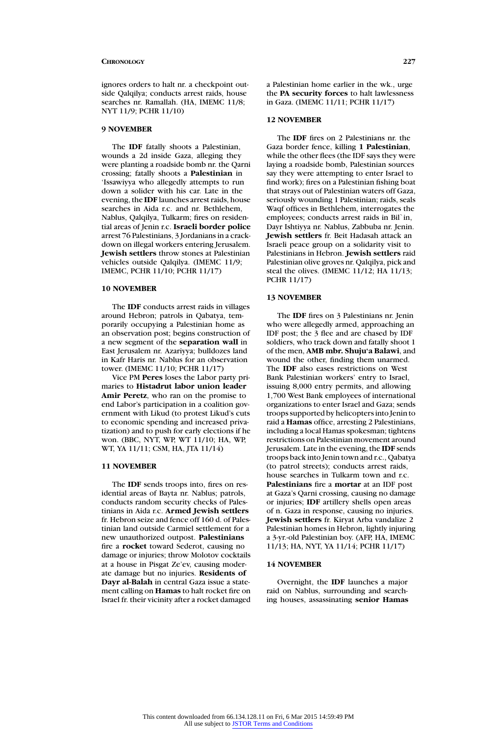ignores orders to halt nr. a checkpoint outside Qalqilya; conducts arrest raids, house searches nr. Ramallah. (HA, IMEMC 11/8; NYT 11/9; PCHR 11/10)

### 9 NOVEMBER

The **IDF** fatally shoots a Palestinian, wounds a 2d inside Gaza, alleging they were planting a roadside bomb nr. the Qarni crossing; fatally shoots a **Palestinian** in 'Issawiyya who allegedly attempts to run down a solider with his car. Late in the evening, the **IDF** launches arrest raids, house searches in Aida r.c. and nr. Bethlehem, Nablus, Qalqilya, Tulkarm; fires on residential areas of Jenin r.c. **Israeli border police** arrest 76 Palestinians, 3 Jordanians in a crackdown on illegal workers entering Jerusalem. **Jewish settlers** throw stones at Palestinian vehicles outside Qalqilya. (IMEMC 11/9; IMEMC, PCHR 11/10; PCHR 11/17)

### 10 NOVEMBER

The **IDF** conducts arrest raids in villages around Hebron; patrols in Qabatya, temporarily occupying a Palestinian home as an observation post; begins construction of a new segment of the **separation wall** in East Jerusalem nr. Azariyya; bulldozes land in Kafr Haris nr. Nablus for an observation tower. (IMEMC 11/10; PCHR 11/17)

Vice PM **Peres** loses the Labor party primaries to **Histadrut labor union leader Amir Peretz**, who ran on the promise to end Labor's participation in a coalition government with Likud (to protest Likud's cuts to economic spending and increased privatization) and to push for early elections if he won. (BBC, NYT, WP, WT 11/10; HA, WP, WT, YA 11/11; CSM, HA, JTA 11/14)

### 11 NOVEMBER

The **IDF** sends troops into, fires on residential areas of Bayta nr. Nablus; patrols, conducts random security checks of Palestinians in Aida r.c. **Armed Jewish settlers** fr. Hebron seize and fence off 160 d. of Palestinian land outside Carmiel settlement for a new unauthorized outpost. **Palestinians** fire a **rocket** toward Sederot, causing no damage or injuries; throw Molotov cocktails at a house in Pisgat Ze'ev, causing moderate damage but no injuries. **Residents of Dayr al-Balah** in central Gaza issue a statement calling on **Hamas** to halt rocket fire on Israel fr. their vicinity after a rocket damaged a Palestinian home earlier in the wk., urge the **PA security forces** to halt lawlessness in Gaza. (IMEMC 11/11; PCHR 11/17)

### 12 NOVEMBER

The **IDF** fires on 2 Palestinians nr. the Gaza border fence, killing **1 Palestinian**, while the other flees (the IDF says they were laying a roadside bomb, Palestinian sources say they were attempting to enter Israel to find work); fires on a Palestinian fishing boat that strays out of Palestinian waters off Gaza, seriously wounding 1 Palestinian; raids, seals Waqf offices in Bethlehem, interrogates the employees; conducts arrest raids in Bil`in, Dayr Ishtiyya nr. Nablus, Zabbuba nr. Jenin. **Jewish settlers** fr. Beit Hadasah attack an Israeli peace group on a solidarity visit to Palestinians in Hebron. **Jewish settlers** raid Palestinian olive groves nr. Qalqilya, pick and steal the olives. (IMEMC 11/12; HA 11/13; PCHR 11/17)

### 13 NOVEMBER

The **IDF** fires on 3 Palestinians nr. Jenin who were allegedly armed, approaching an IDF post; the 3 flee and are chased by IDF soldiers, who track down and fatally shoot 1 of the men, **AMB mbr. Shuju'a Balawi**, and wound the other, finding them unarmed. The **IDF** also eases restrictions on West Bank Palestinian workers' entry to Israel, issuing 8,000 entry permits, and allowing 1,700 West Bank employees of international organizations to enter Israel and Gaza; sends troops supported by helicopters into Jenin to raid a **Hamas** office, arresting 2 Palestinians, including a local Hamas spokesman; tightens restrictions on Palestinian movement around Jerusalem. Late in the evening, the **IDF** sends troops back into Jenin town and r.c., Qabatya (to patrol streets); conducts arrest raids, house searches in Tulkarm town and r.c. **Palestinians** fire a **mortar** at an IDF post at Gaza's Qarni crossing, causing no damage or injuries; **IDF** artillery shells open areas of n. Gaza in response, causing no injuries. **Jewish settlers** fr. Kiryat Arba vandalize 2 Palestinian homes in Hebron, lightly injuring a 3-yr.-old Palestinian boy. (AFP, HA, IMEMC 11/13; HA, NYT, YA 11/14; PCHR 11/17)

### 14 NOVEMBER

Overnight, the **IDF** launches a major raid on Nablus, surrounding and searching houses, assassinating **senior Hamas**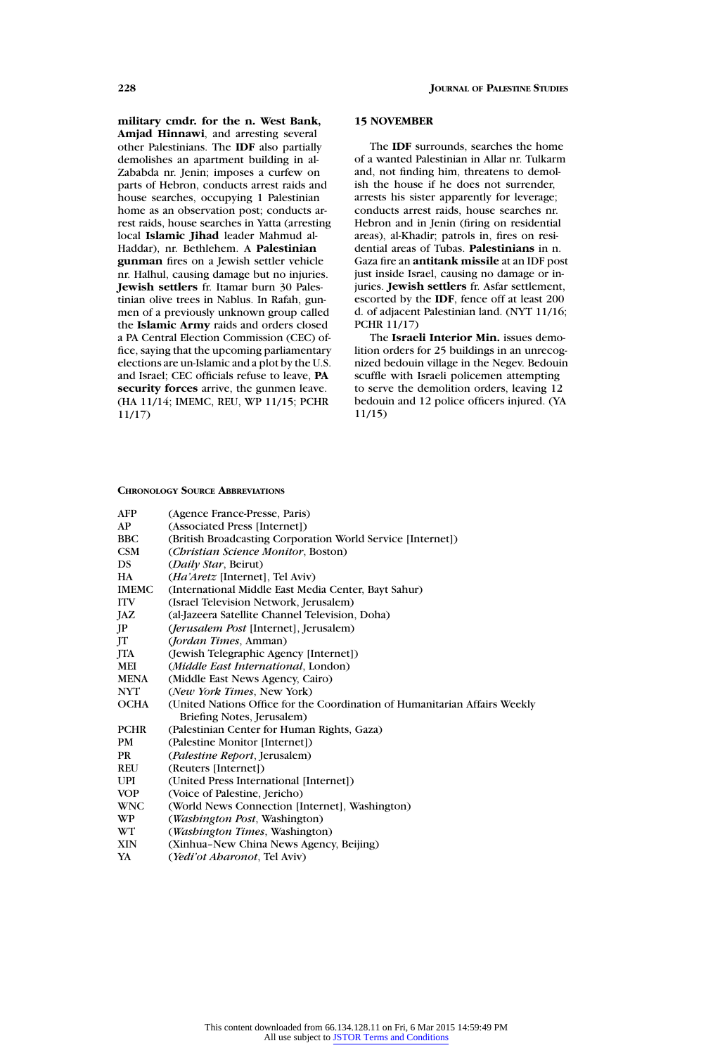**military cmdr. for the n. West Bank, Amjad Hinnawi**, and arresting several other Palestinians. The **IDF** also partially demolishes an apartment building in al-Zababda nr. Jenin; imposes a curfew on parts of Hebron, conducts arrest raids and house searches, occupying 1 Palestinian home as an observation post; conducts arrest raids, house searches in Yatta (arresting local **Islamic Jihad** leader Mahmud al-Haddar), nr. Bethlehem. A **Palestinian gunman** fires on a Jewish settler vehicle nr. Halhul, causing damage but no injuries. **Jewish settlers** fr. Itamar burn 30 Palestinian olive trees in Nablus. In Rafah, gunmen of a previously unknown group called the **Islamic Army** raids and orders closed a PA Central Election Commission (CEC) office, saying that the upcoming parliamentary elections are un-Islamic and a plot by the U.S. and Israel; CEC officials refuse to leave, **PA security forces** arrive, the gunmen leave. (HA 11/14; IMEMC, REU, WP 11/15; PCHR 11/17)

**15 NOVEMBER**

The **IDF** surrounds, searches the home of a wanted Palestinian in Allar nr. Tulkarm and, not finding him, threatens to demolish the house if he does not surrender, arrests his sister apparently for leverage; conducts arrest raids, house searches nr. Hebron and in Jenin (firing on residential areas), al-Khadir; patrols in, fires on residential areas of Tubas. **Palestinians** in n. Gaza fire an **antitank missile** at an IDF post just inside Israel, causing no damage or injuries. **Jewish settlers** fr. Asfar settlement, escorted by the **IDF**, fence off at least 200 d. of adjacent Palestinian land. (NYT 11/16; PCHR 11/17)

The **Israeli Interior Min.** issues demolition orders for 25 buildings in an unrecognized bedouin village in the Negev. Bedouin scuffle with Israeli policemen attempting to serve the demolition orders, leaving 12 bedouin and 12 police officers injured. (YA 11/15)

**Chronology Source Abbreviations**

| | |
|---|---|
| AFP | (Agence France-Presse, Paris) |
| AP | (Associated Press [Internet]) |
| BBC | (British Broadcasting Corporation World Service [Internet]) |
| CSM | (*Christian Science Monitor*, Boston) |
| DS | (*Daily Star*, Beirut) |
| HA | (*Ha'Aretz* [Internet], Tel Aviv) |
| IMEMC | (International Middle East Media Center, Bayt Sahur) |
| ITV | (Israel Television Network, Jerusalem) |
| JAZ | (al-Jazeera Satellite Channel Television, Doha) |
| JP | (*Jerusalem Post* [Internet], Jerusalem) |
| JT | (*Jordan Times*, Amman) |
| JTA | (Jewish Telegraphic Agency [Internet]) |
| MEI | (*Middle East International*, London) |
| MENA | (Middle East News Agency, Cairo) |
| NYT | (*New York Times*, New York) |
| OCHA | (United Nations Office for the Coordination of Humanitarian Affairs Weekly Briefing Notes, Jerusalem) |
| PCHR | (Palestinian Center for Human Rights, Gaza) |
| PM | (Palestine Monitor [Internet]) |
| PR | (*Palestine Report*, Jerusalem) |
| REU | (Reuters [Internet]) |
| UPI | (United Press International [Internet]) |
| VOP | (Voice of Palestine, Jericho) |
| WNC | (World News Connection [Internet], Washington) |
| WP | (*Washington Post*, Washington) |
| WT | (*Washington Times*, Washington) |
| XIN | (Xinhua–New China News Agency, Beijing) |
| YA | (*Yedi'ot Aharonot*, Tel Aviv) |